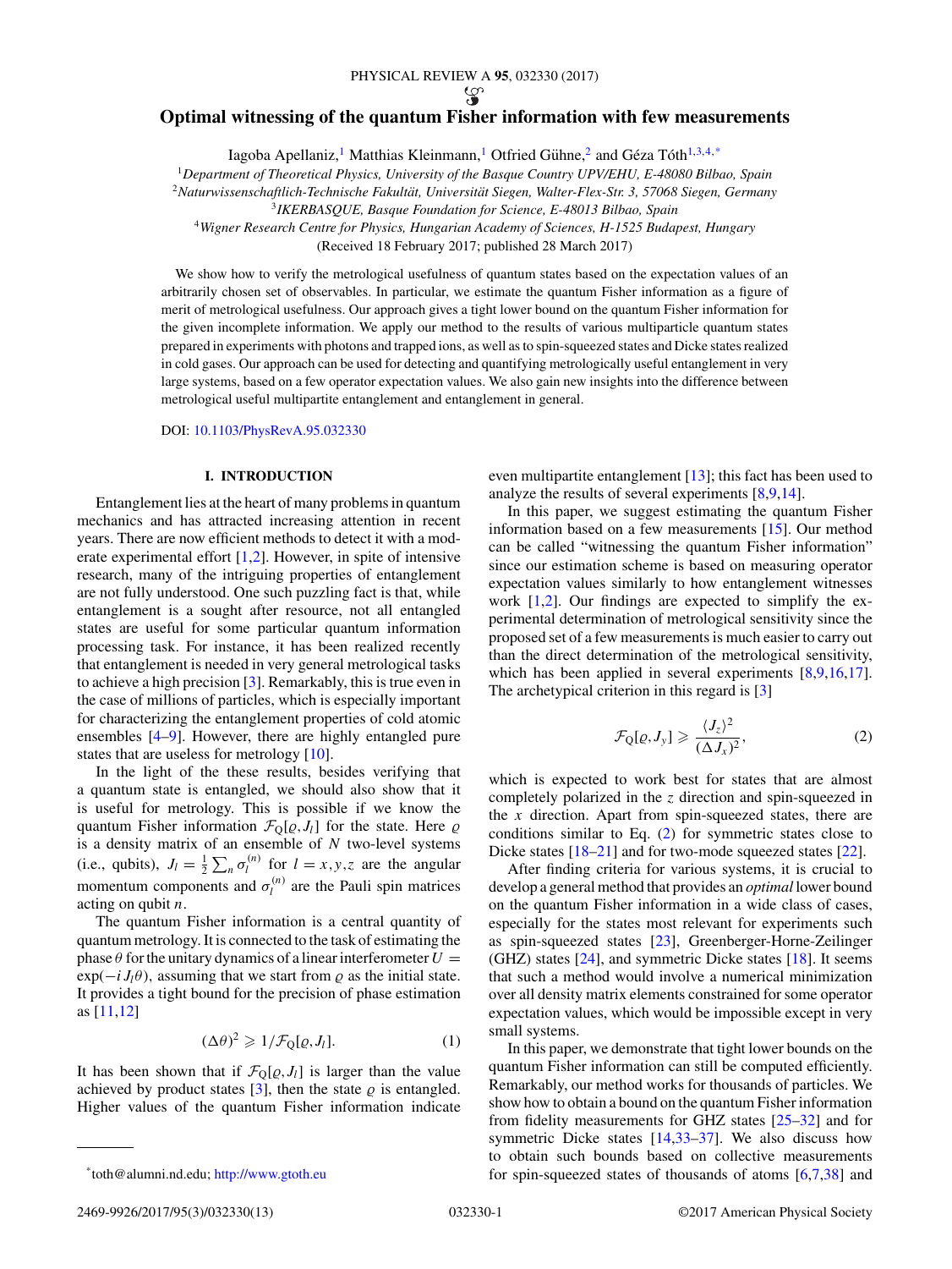# Optimal witnessing of the quantum Fisher information with few measurements

Iagoba Apellaniz,[1] Matthias Kleinmann,[1] Otfried Gühne,[2] and Géza Tóth[1,3,4,*]

[1]Department of Theoretical Physics, University of the Basque Country UPV/EHU, E-48080 Bilbao, Spain

[2]Naturwissenschaftlich-Technische Fakultät, Universität Siegen, Walter-Flex-Str. 3, 57068 Siegen, Germany

[3]IKERBASQUE, Basque Foundation for Science, E-48013 Bilbao, Spain

[4]Wigner Research Centre for Physics, Hungarian Academy of Sciences, H-1525 Budapest, Hungary

(Received 18 February 2017; published 28 March 2017)

We show how to verify the metrological usefulness of quantum states based on the expectation values of an arbitrarily chosen set of observables. In particular, we estimate the quantum Fisher information as a figure of merit of metrological usefulness. Our approach gives a tight lower bound on the quantum Fisher information for the given incomplete information. We apply our method to the results of various multiparticle quantum states prepared in experiments with photons and trapped ions, as well as to spin-squeezed states and Dicke states realized in cold gases. Our approach can be used for detecting and quantifying metrologically useful entanglement in very large systems, based on a few operator expectation values. We also gain new insights into the difference between metrological useful multipartite entanglement and entanglement in general.

DOI: 10.1103/PhysRevA.95.032330

## I. INTRODUCTION

Entanglement lies at the heart of many problems in quantum mechanics and has attracted increasing attention in recent years. There are now efficient methods to detect it with a moderate experimental effort [1,2]. However, in spite of intensive research, many of the intriguing properties of entanglement are not fully understood. One such puzzling fact is that, while entanglement is a sought after resource, not all entangled states are useful for some particular quantum information processing task. For instance, it has been realized recently that entanglement is needed in very general metrological tasks to achieve a high precision [3]. Remarkably, this is true even in the case of millions of particles, which is especially important for characterizing the entanglement properties of cold atomic ensembles [4–9]. However, there are highly entangled pure states that are useless for metrology [10].

In the light of the these results, besides verifying that a quantum state is entangled, we should also show that it is useful for metrology. This is possible if we know the quantum Fisher information $\mathcal{F}_{\rm Q}[\varrho,J_l]$ for the state. Here $\varrho$ is a density matrix of an ensemble of $N$ two-level systems (i.e., qubits), $J_l=\frac{1}{2}\sum_n\sigma_l^{(n)}$ for $l=x,y,z$ are the angular momentum components and $\sigma_l^{(n)}$ are the Pauli spin matrices acting on qubit $n$.

The quantum Fisher information is a central quantity of quantum metrology. It is connected to the task of estimating the phase $\theta$ for the unitary dynamics of a linear interferometer $U=\exp(-iJ_l\theta)$, assuming that we start from $\varrho$ as the initial state. It provides a tight bound for the precision of phase estimation as [11,12]

$$(\Delta\theta)^2\geqslant 1/\mathcal{F}_{\rm Q}[\varrho,J_l]. \tag{1}$$

It has been shown that if $\mathcal{F}_{\rm Q}[\varrho,J_l]$ is larger than the value achieved by product states [3], then the state $\varrho$ is entangled. Higher values of the quantum Fisher information indicate even multipartite entanglement [13]; this fact has been used to analyze the results of several experiments [8,9,14].

In this paper, we suggest estimating the quantum Fisher information based on a few measurements [15]. Our method can be called "witnessing the quantum Fisher information" since our estimation scheme is based on measuring operator expectation values similarly to how entanglement witnesses work [1,2]. Our findings are expected to simplify the experimental determination of metrological sensitivity since the proposed set of a few measurements is much easier to carry out than the direct determination of the metrological sensitivity, which has been applied in several experiments [8,9,16,17]. The archetypical criterion in this regard is [3]

$$\mathcal{F}_{\rm Q}[\varrho,J_y]\geqslant\frac{\langle J_z\rangle^2}{(\Delta J_x)^2}, \tag{2}$$

which is expected to work best for states that are almost completely polarized in the $z$ direction and spin-squeezed in the $x$ direction. Apart from spin-squeezed states, there are conditions similar to Eq. (2) for symmetric states close to Dicke states [18–21] and for two-mode squeezed states [22].

After finding criteria for various systems, it is crucial to develop a general method that provides an *optimal* lower bound on the quantum Fisher information in a wide class of cases, especially for the states most relevant for experiments such as spin-squeezed states [23], Greenberger-Horne-Zeilinger (GHZ) states [24], and symmetric Dicke states [18]. It seems that such a method would involve a numerical minimization over all density matrix elements constrained for some operator expectation values, which would be impossible except in very small systems.

In this paper, we demonstrate that tight lower bounds on the quantum Fisher information can still be computed efficiently. Remarkably, our method works for thousands of particles. We show how to obtain a bound on the quantum Fisher information from fidelity measurements [25–32] for GHZ states and for symmetric Dicke states [14,33–37]. We also discuss how to obtain such bounds based on collective measurements for spin-squeezed states of thousands of atoms [6,7,38] and

*toth@alumni.nd.edu; http://www.gtoth.eu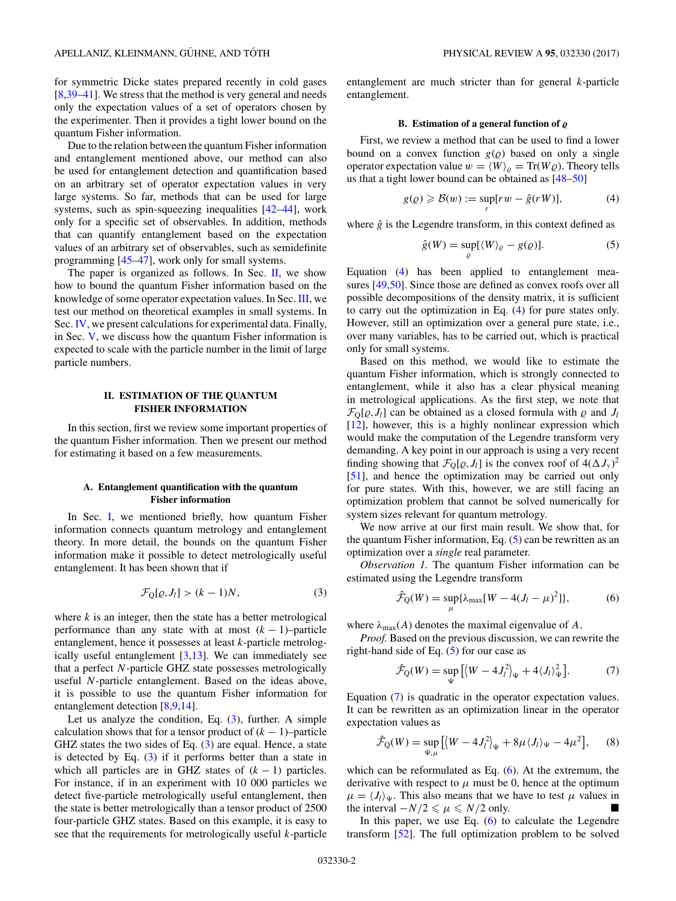for symmetric Dicke states prepared recently in cold gases [8,39–41]. We stress that the method is very general and needs only the expectation values of a set of operators chosen by the experimenter. Then it provides a tight lower bound on the quantum Fisher information.

Due to the relation between the quantum Fisher information and entanglement mentioned above, our method can also be used for entanglement detection and quantification based on an arbitrary set of operator expectation values in very large systems. So far, methods that can be used for large systems, such as spin-squeezing inequalities [42–44], work only for a specific set of observables. In addition, methods that can quantify entanglement based on the expectation values of an arbitrary set of observables, such as semidefinite programming [45–47], work only for small systems.

The paper is organized as follows. In Sec. II, we show how to bound the quantum Fisher information based on the knowledge of some operator expectation values. In Sec. III, we test our method on theoretical examples in small systems. In Sec. IV, we present calculations for experimental data. Finally, in Sec. V, we discuss how the quantum Fisher information is expected to scale with the particle number in the limit of large particle numbers.

## II. ESTIMATION OF THE QUANTUM FISHER INFORMATION

In this section, first we review some important properties of the quantum Fisher information. Then we present our method for estimating it based on a few measurements.

### A. Entanglement quantification with the quantum Fisher information

In Sec. I, we mentioned briefly, how quantum Fisher information connects quantum metrology and entanglement theory. In more detail, the bounds on the quantum Fisher information make it possible to detect metrologically useful entanglement. It has been shown that if

$$\mathcal{F}_Q[\varrho, J_l] > (k-1)N, \tag{3}$$

where $k$ is an integer, then the state has a better metrological performance than any state with at most $(k-1)$–particle entanglement, hence it possesses at least $k$-particle metrologically useful entanglement [3,13]. We can immediately see that a perfect $N$-particle GHZ state possesses metrologically useful $N$-particle entanglement. Based on the ideas above, it is possible to use the quantum Fisher information for entanglement detection [8,9,14].

Let us analyze the condition, Eq. (3), further. A simple calculation shows that for a tensor product of $(k-1)$–particle GHZ states the two sides of Eq. (3) are equal. Hence, a state is detected by Eq. (3) if it performs better than a state in which all particles are in GHZ states of $(k-1)$ particles. For instance, if in an experiment with 10 000 particles we detect five-particle metrologically useful entanglement, then the state is better metrologically than a tensor product of 2500 four-particle GHZ states. Based on this example, it is easy to see that the requirements for metrologically useful $k$-particle entanglement are much stricter than for general $k$-particle entanglement.

### B. Estimation of a general function of $\varrho$

First, we review a method that can be used to find a lower bound on a convex function $g(\varrho)$ based on only a single operator expectation value $w = \langle W \rangle_\varrho = \mathrm{Tr}(W\varrho)$. Theory tells us that a tight lower bound can be obtained as [48–50]

$$g(\varrho) \geqslant \mathcal{B}(w) := \sup_r [rw - \hat{g}(rW)], \tag{4}$$

where $\hat{g}$ is the Legendre transform, in this context defined as

$$\hat{g}(W) = \sup_\varrho [\langle W \rangle_\varrho - g(\varrho)]. \tag{5}$$

Equation (4) has been applied to entanglement measures [49,50]. Since those are defined as convex roofs over all possible decompositions of the density matrix, it is sufficient to carry out the optimization in Eq. (4) for pure states only. However, still an optimization over a general pure state, i.e., over many variables, has to be carried out, which is practical only for small systems.

Based on this method, we would like to estimate the quantum Fisher information, which is strongly connected to entanglement, while it also has a clear physical meaning in metrological applications. As the first step, we note that $\mathcal{F}_Q[\varrho, J_l]$ can be obtained as a closed formula with $\varrho$ and $J_l$ [12], however, this is a highly nonlinear expression which would make the computation of the Legendre transform very demanding. A key point in our approach is using a very recent finding showing that $\mathcal{F}_Q[\varrho, J_l]$ is the convex roof of $4(\Delta J_y)^2$ [51], and hence the optimization may be carried out only for pure states. With this, however, we are still facing an optimization problem that cannot be solved numerically for system sizes relevant for quantum metrology.

We now arrive at our first main result. We show that, for the quantum Fisher information, Eq. (5) can be rewritten as an optimization over a *single* real parameter.

*Observation 1.* The quantum Fisher information can be estimated using the Legendre transform

$$\hat{\mathcal{F}}_Q(W) = \sup_\mu \{\lambda_{\max}[W - 4(J_l - \mu)^2]\}, \tag{6}$$

where $\lambda_{\max}(A)$ denotes the maximal eigenvalue of $A$.

*Proof.* Based on the previous discussion, we can rewrite the right-hand side of Eq. (5) for our case as

$$\hat{\mathcal{F}}_Q(W) = \sup_\Psi \left[\langle W - 4J_l^2 \rangle_\Psi + 4\langle J_l \rangle_\Psi^2\right]. \tag{7}$$

Equation (7) is quadratic in the operator expectation values. It can be rewritten as an optimization linear in the operator expectation values as

$$\hat{\mathcal{F}}_Q(W) = \sup_{\Psi,\mu} \left[\langle W - 4J_l^2 \rangle_\Psi + 8\mu\langle J_l \rangle_\Psi - 4\mu^2\right], \tag{8}$$

which can be reformulated as Eq. (6). At the extremum, the derivative with respect to $\mu$ must be 0, hence at the optimum $\mu = \langle J_l \rangle_\Psi$. This also means that we have to test $\mu$ values in the interval $-N/2 \leqslant \mu \leqslant N/2$ only. ■

In this paper, we use Eq. (6) to calculate the Legendre transform [52]. The full optimization problem to be solved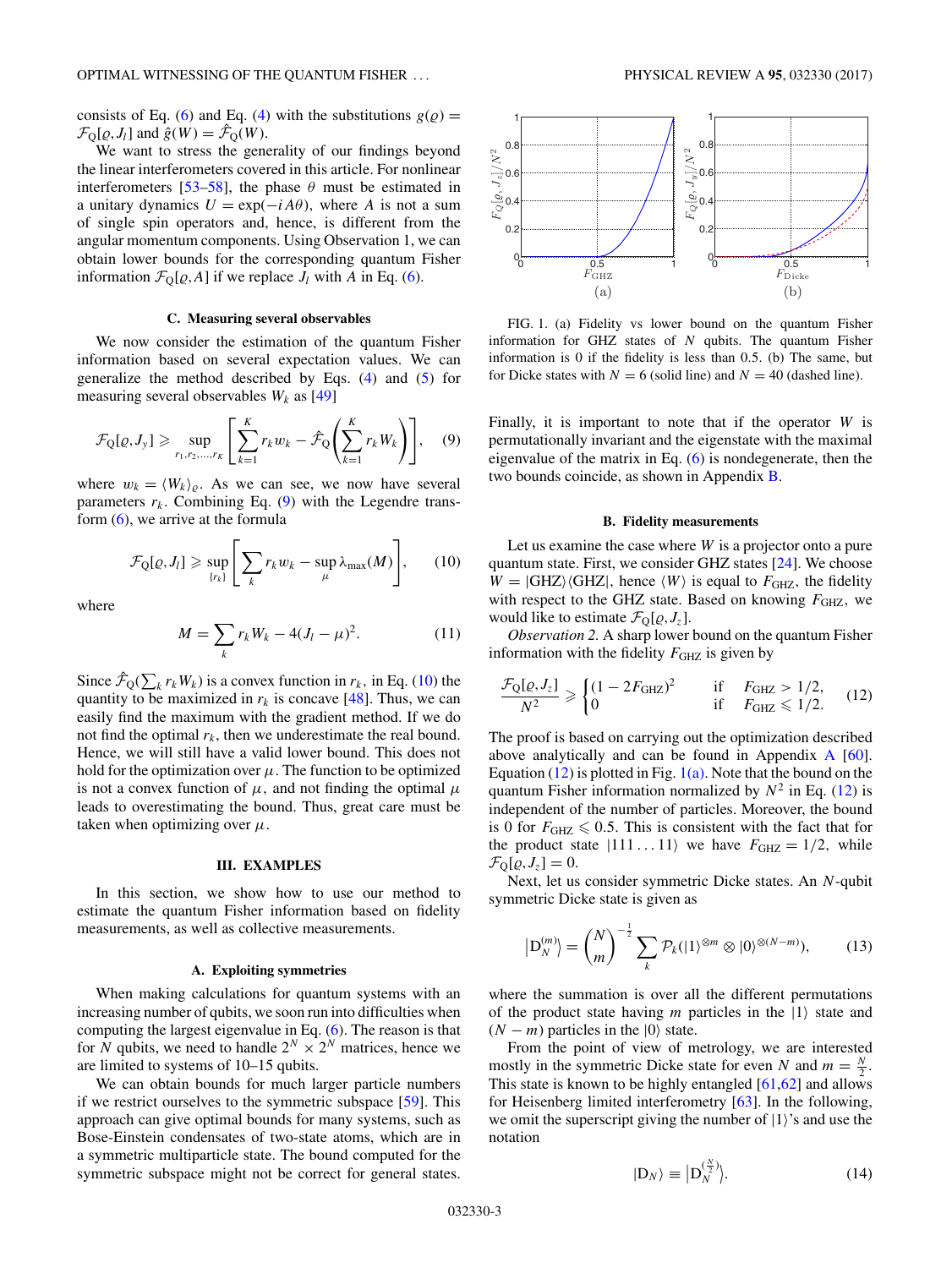consists of Eq. (6) and Eq. (4) with the substitutions $g(\varrho) = \mathcal{F}_Q[\varrho, J_l]$ and $\hat{g}(W) = \hat{\mathcal{F}}_Q(W)$.

We want to stress the generality of our findings beyond the linear interferometers covered in this article. For nonlinear interferometers [53–58], the phase $\theta$ must be estimated in a unitary dynamics $U = \exp(-iA\theta)$, where $A$ is not a sum of single spin operators and, hence, is different from the angular momentum components. Using Observation 1, we can obtain lower bounds for the corresponding quantum Fisher information $\mathcal{F}_Q[\varrho, A]$ if we replace $J_l$ with $A$ in Eq. (6).

### C. Measuring several observables

We now consider the estimation of the quantum Fisher information based on several expectation values. We can generalize the method described by Eqs. (4) and (5) for measuring several observables $W_k$ as [49]

$$\mathcal{F}_Q[\varrho, J_y] \geqslant \sup_{r_1, r_2, \ldots, r_K} \left[ \sum_{k=1}^{K} r_k w_k - \hat{\mathcal{F}}_Q\left( \sum_{k=1}^{K} r_k W_k \right) \right], \quad (9)$$

where $w_k = \langle W_k \rangle_\varrho$. As we can see, we now have several parameters $r_k$. Combining Eq. (9) with the Legendre transform (6), we arrive at the formula

$$\mathcal{F}_Q[\varrho, J_l] \geqslant \sup_{\{r_k\}} \left[ \sum_k r_k w_k - \sup_{\mu} \lambda_{\max}(M) \right], \quad (10)$$

where

$$M = \sum_k r_k W_k - 4(J_l - \mu)^2. \quad (11)$$

Since $\hat{\mathcal{F}}_Q(\sum_k r_k W_k)$ is a convex function in $r_k$, in Eq. (10) the quantity to be maximized in $r_k$ is concave [48]. Thus, we can easily find the maximum with the gradient method. If we do not find the optimal $r_k$, then we underestimate the real bound. Hence, we will still have a valid lower bound. This does not hold for the optimization over $\mu$. The function to be optimized is not a convex function of $\mu$, and not finding the optimal $\mu$ leads to overestimating the bound. Thus, great care must be taken when optimizing over $\mu$.

## III. EXAMPLES

In this section, we show how to use our method to estimate the quantum Fisher information based on fidelity measurements, as well as collective measurements.

### A. Exploiting symmetries

When making calculations for quantum systems with an increasing number of qubits, we soon run into difficulties when computing the largest eigenvalue in Eq. (6). The reason is that for $N$ qubits, we need to handle $2^N \times 2^N$ matrices, hence we are limited to systems of 10–15 qubits.

We can obtain bounds for much larger particle numbers if we restrict ourselves to the symmetric subspace [59]. This approach can give optimal bounds for many systems, such as Bose-Einstein condensates of two-state atoms, which are in a symmetric multiparticle state. The bound computed for the symmetric subspace might not be correct for general states.

FIG. 1. (a) Fidelity vs lower bound on the quantum Fisher information for GHZ states of $N$ qubits. The quantum Fisher information is 0 if the fidelity is less than 0.5. (b) The same, but for Dicke states with $N = 6$ (solid line) and $N = 40$ (dashed line).

Finally, it is important to note that if the operator $W$ is permutationally invariant and the eigenstate with the maximal eigenvalue of the matrix in Eq. (6) is nondegenerate, then the two bounds coincide, as shown in Appendix B.

### B. Fidelity measurements

Let us examine the case where $W$ is a projector onto a pure quantum state. First, we consider GHZ states [24]. We choose $W = |\mathrm{GHZ}\rangle\langle\mathrm{GHZ}|$, hence $\langle W \rangle$ is equal to $F_{\mathrm{GHZ}}$, the fidelity with respect to the GHZ state. Based on knowing $F_{\mathrm{GHZ}}$, we would like to estimate $\mathcal{F}_Q[\varrho, J_z]$.

*Observation 2.* A sharp lower bound on the quantum Fisher information with the fidelity $F_{\mathrm{GHZ}}$ is given by

$$\frac{\mathcal{F}_Q[\varrho, J_z]}{N^2} \geqslant \begin{cases} (1 - 2F_{\mathrm{GHZ}})^2 & \text{if} \quad F_{\mathrm{GHZ}} > 1/2, \\ 0 & \text{if} \quad F_{\mathrm{GHZ}} \leqslant 1/2. \end{cases} \quad (12)$$

The proof is based on carrying out the optimization described above analytically and can be found in Appendix A [60]. Equation (12) is plotted in Fig. 1(a). Note that the bound on the quantum Fisher information normalized by $N^2$ in Eq. (12) is independent of the number of particles. Moreover, the bound is 0 for $F_{\mathrm{GHZ}} \leqslant 0.5$. This is consistent with the fact that for the product state $|111\ldots11\rangle$ we have $F_{\mathrm{GHZ}} = 1/2$, while $\mathcal{F}_Q[\varrho, J_z] = 0$.

Next, let us consider symmetric Dicke states. An $N$-qubit symmetric Dicke state is given as

$$\left|\mathrm{D}_N^{(m)}\right\rangle = \binom{N}{m}^{-\frac{1}{2}} \sum_k \mathcal{P}_k(|1\rangle^{\otimes m} \otimes |0\rangle^{\otimes(N-m)}), \quad (13)$$

where the summation is over all the different permutations of the product state having $m$ particles in the $|1\rangle$ state and $(N-m)$ particles in the $|0\rangle$ state.

From the point of view of metrology, we are interested mostly in the symmetric Dicke state for even $N$ and $m = \frac{N}{2}$. This state is known to be highly entangled [61,62] and allows for Heisenberg limited interferometry [63]. In the following, we omit the superscript giving the number of $|1\rangle$'s and use the notation

$$|\mathrm{D}_N\rangle \equiv \left|\mathrm{D}_N^{(\frac{N}{2})}\right\rangle. \quad (14)$$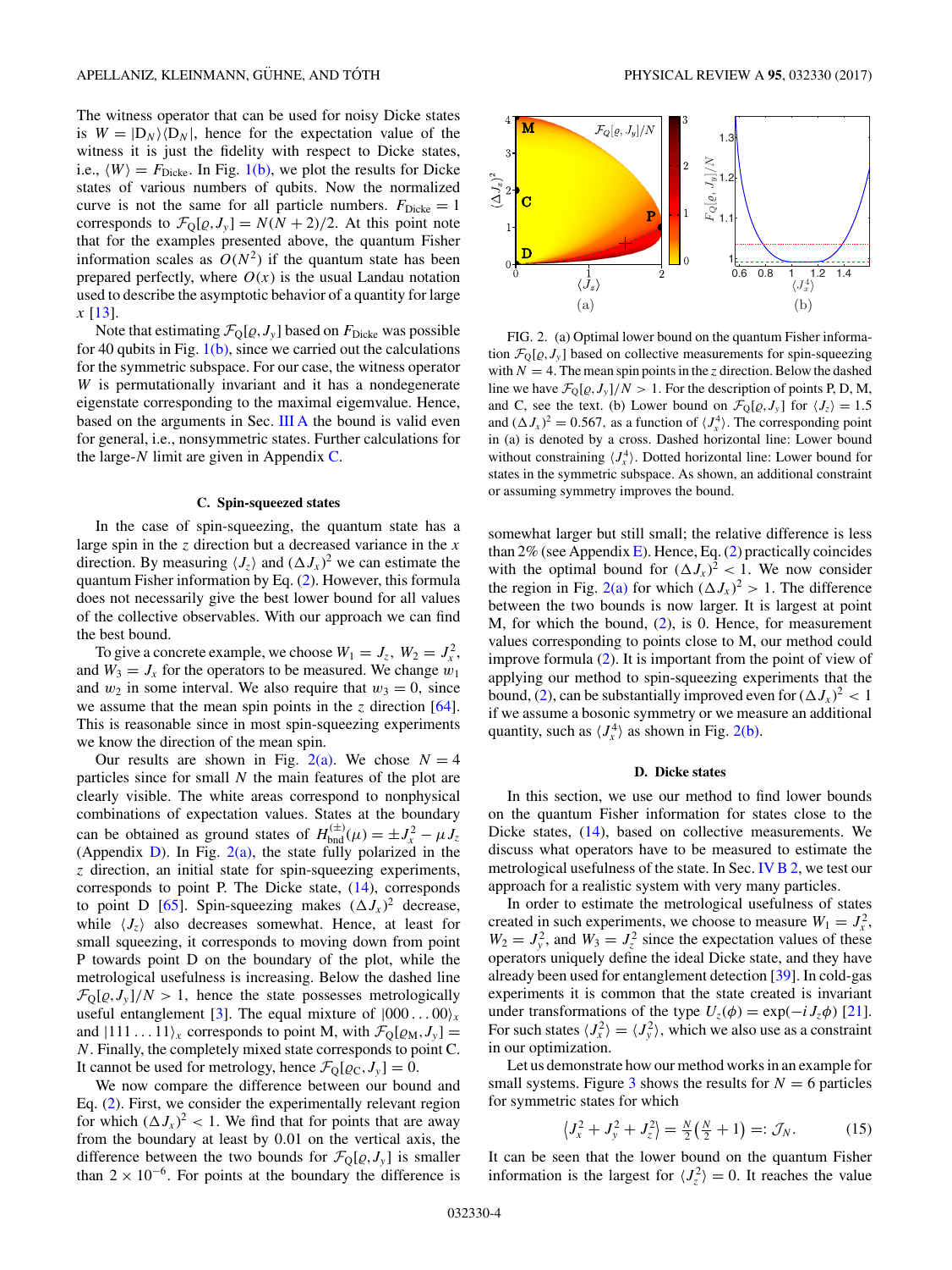The witness operator that can be used for noisy Dicke states is $W = |D_N\rangle\langle D_N|$, hence for the expectation value of the witness it is just the fidelity with respect to Dicke states, i.e., $\langle W\rangle = F_{\rm Dicke}$. In Fig. 1(b), we plot the results for Dicke states of various numbers of qubits. Now the normalized curve is not the same for all particle numbers. $F_{\rm Dicke} = 1$ corresponds to $\mathcal{F}_Q[\varrho, J_y] = N(N+2)/2$. At this point note that for the examples presented above, the quantum Fisher information scales as $O(N^2)$ if the quantum state has been prepared perfectly, where $O(x)$ is the usual Landau notation used to describe the asymptotic behavior of a quantity for large $x$ [13].

Note that estimating $\mathcal{F}_Q[\varrho, J_y]$ based on $F_{\rm Dicke}$ was possible for 40 qubits in Fig. 1(b), since we carried out the calculations for the symmetric subspace. For our case, the witness operator $W$ is permutationally invariant and it has a nondegenerate eigenstate corresponding to the maximal eigemvalue. Hence, based on the arguments in Sec. III A the bound is valid even for general, i.e., nonsymmetric states. Further calculations for the large-$N$ limit are given in Appendix C.

### C. Spin-squeezed states

In the case of spin-squeezing, the quantum state has a large spin in the $z$ direction but a decreased variance in the $x$ direction. By measuring $\langle J_z\rangle$ and $(\Delta J_x)^2$ we can estimate the quantum Fisher information by Eq. (2). However, this formula does not necessarily give the best lower bound for all values of the collective observables. With our approach we can find the best bound.

To give a concrete example, we choose $W_1 = J_z$, $W_2 = J_x^2$, and $W_3 = J_x$ for the operators to be measured. We change $w_1$ and $w_2$ in some interval. We also require that $w_3 = 0$, since we assume that the mean spin points in the $z$ direction [64]. This is reasonable since in most spin-squeezing experiments we know the direction of the mean spin.

Our results are shown in Fig. 2(a). We chose $N = 4$ particles since for small $N$ the main features of the plot are clearly visible. The white areas correspond to nonphysical combinations of expectation values. States at the boundary can be obtained as ground states of $H_{\rm bnd}^{(\pm)}(\mu) = \pm J_x^2 - \mu J_z$ (Appendix D). In Fig. 2(a), the state fully polarized in the $z$ direction, an initial state for spin-squeezing experiments, corresponds to point P. The Dicke state, (14), corresponds to point D [65]. Spin-squeezing makes $(\Delta J_x)^2$ decrease, while $\langle J_z\rangle$ also decreases somewhat. Hence, at least for small squeezing, it corresponds to moving down from point P towards point D on the boundary of the plot, while the metrological usefulness is increasing. Below the dashed line $\mathcal{F}_Q[\varrho, J_y]/N > 1$, hence the state possesses metrologically useful entanglement [3]. The equal mixture of $|000\ldots00\rangle_x$ and $|111\ldots11\rangle_x$ corresponds to point M, with $\mathcal{F}_Q[\varrho_{\rm M}, J_y] = N$. Finally, the completely mixed state corresponds to point C. It cannot be used for metrology, hence $\mathcal{F}_Q[\varrho_{\rm C}, J_y] = 0$.

We now compare the difference between our bound and Eq. (2). First, we consider the experimentally relevant region for which $(\Delta J_x)^2 < 1$. We find that for points that are away from the boundary at least by 0.01 on the vertical axis, the difference between the two bounds for $\mathcal{F}_Q[\varrho, J_y]$ is smaller than $2 \times 10^{-6}$. For points at the boundary the difference is somewhat larger but still small; the relative difference is less than 2% (see Appendix E). Hence, Eq. (2) practically coincides with the optimal bound for $(\Delta J_x)^2 < 1$. We now consider the region in Fig. 2(a) for which $(\Delta J_x)^2 > 1$. The difference between the two bounds is now larger. It is largest at point M, for which the bound, (2), is 0. Hence, for measurement values corresponding to points close to M, our method could improve formula (2). It is important from the point of view of applying our method to spin-squeezing experiments that the bound, (2), can be substantially improved even for $(\Delta J_x)^2 < 1$ if we assume a bosonic symmetry or we measure an additional quantity, such as $\langle J_x^4\rangle$ as shown in Fig. 2(b).

FIG. 2. (a) Optimal lower bound on the quantum Fisher information $\mathcal{F}_Q[\varrho, J_y]$ based on collective measurements for spin-squeezing with $N = 4$. The mean spin points in the $z$ direction. Below the dashed line we have $\mathcal{F}_Q[\varrho, J_y]/N > 1$. For the description of points P, D, M, and C, see the text. (b) Lower bound on $\mathcal{F}_Q[\varrho, J_y]$ for $\langle J_z\rangle = 1.5$ and $(\Delta J_x)^2 = 0.567$, as a function of $\langle J_x^4\rangle$. The corresponding point in (a) is denoted by a cross. Dashed horizontal line: Lower bound without constraining $\langle J_x^4\rangle$. Dotted horizontal line: Lower bound for states in the symmetric subspace. As shown, an additional constraint or assuming symmetry improves the bound.

### D. Dicke states

In this section, we use our method to find lower bounds on the quantum Fisher information for states close to the Dicke states, (14), based on collective measurements. We discuss what operators have to be measured to estimate the metrological usefulness of the state. In Sec. IV B 2, we test our approach for a realistic system with very many particles.

In order to estimate the metrological usefulness of states created in such experiments, we choose to measure $W_1 = J_x^2$, $W_2 = J_y^2$, and $W_3 = J_z^2$ since the expectation values of these operators uniquely define the ideal Dicke state, and they have already been used for entanglement detection [39]. In cold-gas experiments it is common that the state created is invariant under transformations of the type $U_z(\phi) = \exp(-iJ_z\phi)$ [21]. For such states $\langle J_x^2\rangle = \langle J_y^2\rangle$, which we also use as a constraint in our optimization.

Let us demonstrate how our method works in an example for small systems. Figure 3 shows the results for $N = 6$ particles for symmetric states for which

$$\left\langle J_x^2 + J_y^2 + J_z^2\right\rangle = \tfrac{N}{2}\left(\tfrac{N}{2}+1\right) =: \mathcal{J}_N. \tag{15}$$

It can be seen that the lower bound on the quantum Fisher information is the largest for $\langle J_z^2\rangle = 0$. It reaches the value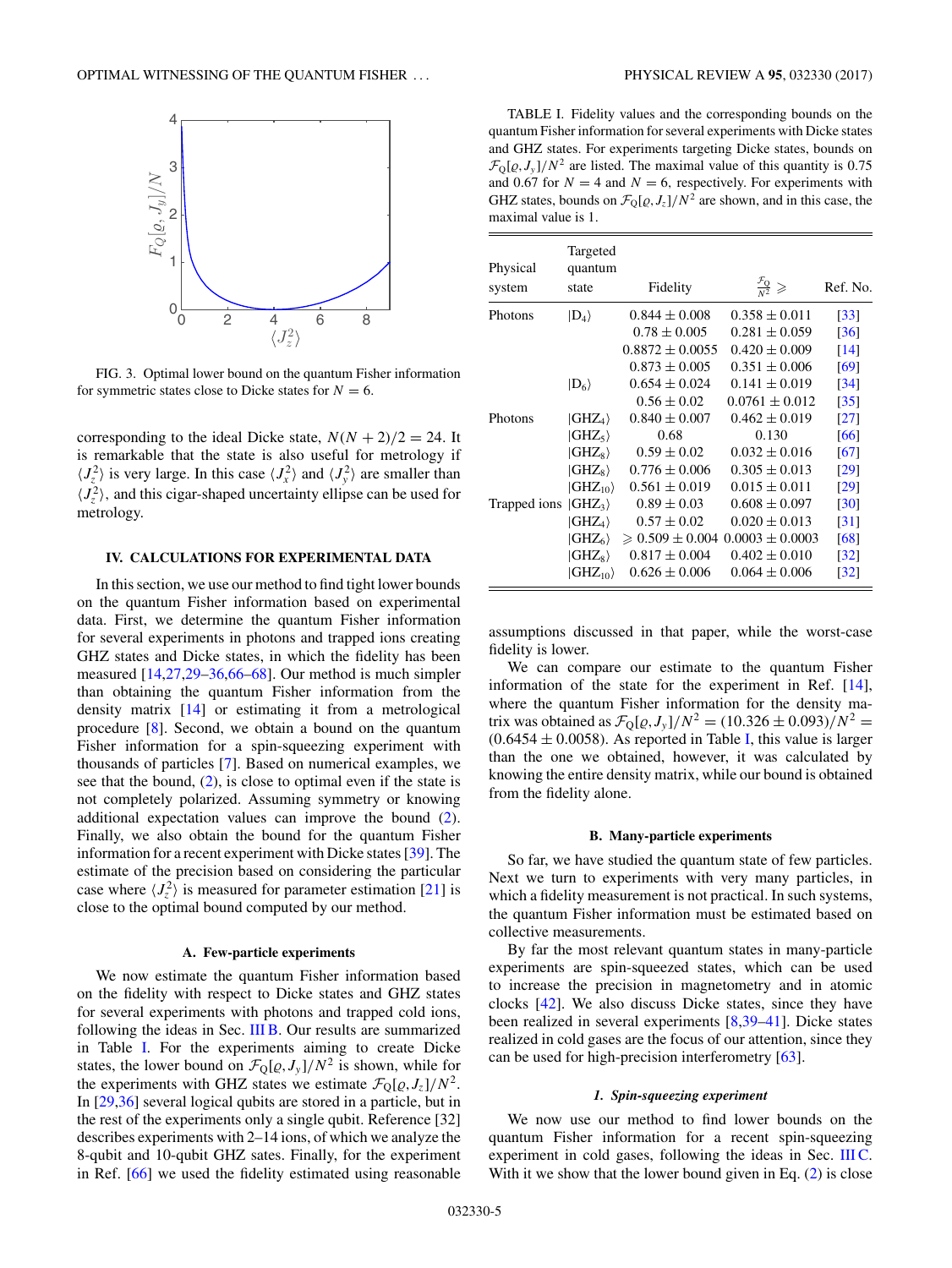FIG. 3. Optimal lower bound on the quantum Fisher information for symmetric states close to Dicke states for $N = 6$.

corresponding to the ideal Dicke state, $N(N+2)/2 = 24$. It is remarkable that the state is also useful for metrology if $\langle J_z^2\rangle$ is very large. In this case $\langle J_x^2\rangle$ and $\langle J_y^2\rangle$ are smaller than $\langle J_z^2\rangle$, and this cigar-shaped uncertainty ellipse can be used for metrology.

## IV. CALCULATIONS FOR EXPERIMENTAL DATA

In this section, we use our method to find tight lower bounds on the quantum Fisher information based on experimental data. First, we determine the quantum Fisher information for several experiments in photons and trapped ions creating GHZ states and Dicke states, in which the fidelity has been measured [14,27,29–36,66–68]. Our method is much simpler than obtaining the quantum Fisher information from the density matrix [14] or estimating it from a metrological procedure [8]. Second, we obtain a bound on the quantum Fisher information for a spin-squeezing experiment with thousands of particles [7]. Based on numerical examples, we see that the bound, (2), is close to optimal even if the state is not completely polarized. Assuming symmetry or knowing additional expectation values can improve the bound (2). Finally, we also obtain the bound for the quantum Fisher information for a recent experiment with Dicke states [39]. The estimate of the precision based on considering the particular case where $\langle J_z^2\rangle$ is measured for parameter estimation [21] is close to the optimal bound computed by our method.

### A. Few-particle experiments

We now estimate the quantum Fisher information based on the fidelity with respect to Dicke states and GHZ states for several experiments with photons and trapped cold ions, following the ideas in Sec. III B. Our results are summarized in Table I. For the experiments aiming to create Dicke states, the lower bound on $\mathcal{F}_Q[\varrho,J_y]/N^2$ is shown, while for the experiments with GHZ states we estimate $\mathcal{F}_Q[\varrho,J_z]/N^2$. In [29,36] several logical qubits are stored in a particle, but in the rest of the experiments only a single qubit. Reference [32] describes experiments with 2–14 ions, of which we analyze the 8-qubit and 10-qubit GHZ sates. Finally, for the experiment in Ref. [66] we used the fidelity estimated using reasonable assumptions discussed in that paper, while the worst-case fidelity is lower.

TABLE I. Fidelity values and the corresponding bounds on the quantum Fisher information for several experiments with Dicke states and GHZ states. For experiments targeting Dicke states, bounds on $\mathcal{F}_Q[\varrho,J_y]/N^2$ are listed. The maximal value of this quantity is 0.75 and 0.67 for $N = 4$ and $N = 6$, respectively. For experiments with GHZ states, bounds on $\mathcal{F}_Q[\varrho,J_z]/N^2$ are shown, and in this case, the maximal value is 1.

| Physical system | Targeted quantum state | Fidelity | $\frac{\mathcal{F}_Q}{N^2} \geqslant$ | Ref. No. |
|---|---|---|---|---|
| Photons | $\lvert D_4\rangle$ | $0.844 \pm 0.008$ | $0.358 \pm 0.011$ | [33] |
| | | $0.78 \pm 0.005$ | $0.281 \pm 0.059$ | [36] |
| | | $0.8872 \pm 0.0055$ | $0.420 \pm 0.009$ | [14] |
| | | $0.873 \pm 0.005$ | $0.351 \pm 0.006$ | [69] |
| | $\lvert D_6\rangle$ | $0.654 \pm 0.024$ | $0.141 \pm 0.019$ | [34] |
| | | $0.56 \pm 0.02$ | $0.0761 \pm 0.012$ | [35] |
| Photons | $\lvert GHZ_4\rangle$ | $0.840 \pm 0.007$ | $0.462 \pm 0.019$ | [27] |
| | $\lvert GHZ_5\rangle$ | 0.68 | 0.130 | [66] |
| | $\lvert GHZ_8\rangle$ | $0.59 \pm 0.02$ | $0.032 \pm 0.016$ | [67] |
| | $\lvert GHZ_8\rangle$ | $0.776 \pm 0.006$ | $0.305 \pm 0.013$ | [29] |
| | $\lvert GHZ_{10}\rangle$ | $0.561 \pm 0.019$ | $0.015 \pm 0.011$ | [29] |
| Trapped ions | $\lvert GHZ_3\rangle$ | $0.89 \pm 0.03$ | $0.608 \pm 0.097$ | [30] |
| | $\lvert GHZ_4\rangle$ | $0.57 \pm 0.02$ | $0.020 \pm 0.013$ | [31] |
| | $\lvert GHZ_6\rangle$ | $\geqslant 0.509 \pm 0.004$ | $0.0003 \pm 0.0003$ | [68] |
| | $\lvert GHZ_8\rangle$ | $0.817 \pm 0.004$ | $0.402 \pm 0.010$ | [32] |
| | $\lvert GHZ_{10}\rangle$ | $0.626 \pm 0.006$ | $0.064 \pm 0.006$ | [32] |

We can compare our estimate to the quantum Fisher information of the state for the experiment in Ref. [14], where the quantum Fisher information for the density matrix was obtained as $\mathcal{F}_Q[\varrho,J_y]/N^2 = (10.326 \pm 0.093)/N^2 = (0.6454 \pm 0.0058)$. As reported in Table I, this value is larger than the one we obtained, however, it was calculated by knowing the entire density matrix, while our bound is obtained from the fidelity alone.

### B. Many-particle experiments

So far, we have studied the quantum state of few particles. Next we turn to experiments with very many particles, in which a fidelity measurement is not practical. In such systems, the quantum Fisher information must be estimated based on collective measurements.

By far the most relevant quantum states in many-particle experiments are spin-squeezed states, which can be used to increase the precision in magnetometry and in atomic clocks [42]. We also discuss Dicke states, since they have been realized in several experiments [8,39–41]. Dicke states realized in cold gases are the focus of our attention, since they can be used for high-precision interferometry [63].

#### *1. Spin-squeezing experiment*

We now use our method to find lower bounds on the quantum Fisher information for a recent spin-squeezing experiment in cold gases, following the ideas in Sec. III C. With it we show that the lower bound given in Eq. (2) is close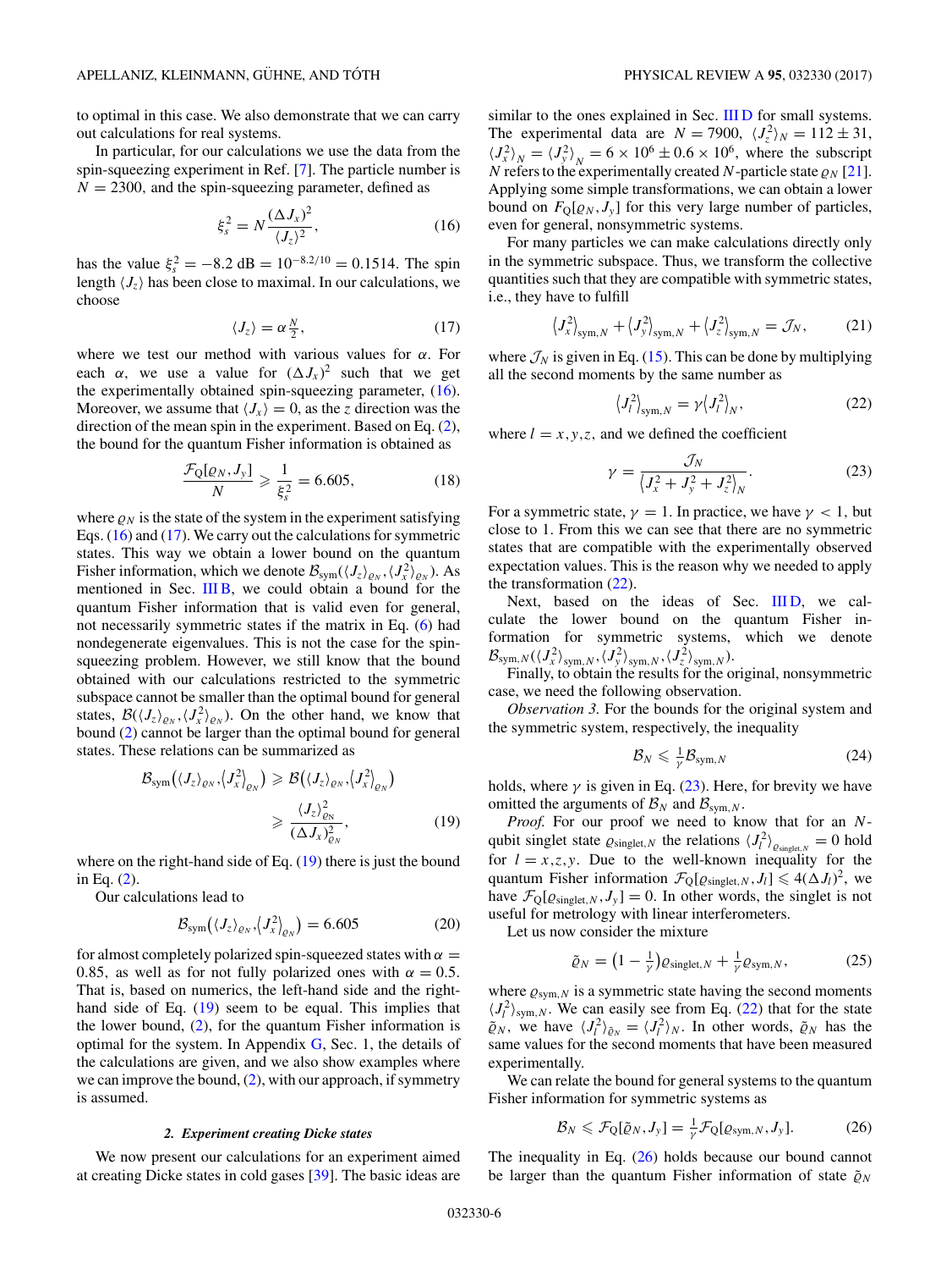to optimal in this case. We also demonstrate that we can carry out calculations for real systems.

In particular, for our calculations we use the data from the spin-squeezing experiment in Ref. [7]. The particle number is $N = 2300$, and the spin-squeezing parameter, defined as

$$\xi_s^2 = N \frac{(\Delta J_x)^2}{\langle J_z \rangle^2}, \tag{16}$$

has the value $\xi_s^2 = -8.2\ \text{dB} = 10^{-8.2/10} = 0.1514$. The spin length $\langle J_z \rangle$ has been close to maximal. In our calculations, we choose

$$\langle J_z \rangle = \alpha \tfrac{N}{2}, \tag{17}$$

where we test our method with various values for $\alpha$. For each $\alpha$, we use a value for $(\Delta J_x)^2$ such that we get the experimentally obtained spin-squeezing parameter, (16). Moreover, we assume that $\langle J_x \rangle = 0$, as the $z$ direction was the direction of the mean spin in the experiment. Based on Eq. (2), the bound for the quantum Fisher information is obtained as

$$\frac{\mathcal{F}_Q[\varrho_N, J_y]}{N} \geqslant \frac{1}{\xi_s^2} = 6.605, \tag{18}$$

where $\varrho_N$ is the state of the system in the experiment satisfying Eqs. (16) and (17). We carry out the calculations for symmetric states. This way we obtain a lower bound on the quantum Fisher information, which we denote $\mathcal{B}_{\text{sym}}(\langle J_z \rangle_{\varrho_N}, \langle J_x^2 \rangle_{\varrho_N})$. As mentioned in Sec. III B, we could obtain a bound for the quantum Fisher information that is valid even for general, not necessarily symmetric states if the matrix in Eq. (6) had nondegenerate eigenvalues. This is not the case for the spin-squeezing problem. However, we still know that the bound obtained with our calculations restricted to the symmetric subspace cannot be smaller than the optimal bound for general states, $\mathcal{B}(\langle J_z \rangle_{\varrho_N}, \langle J_x^2 \rangle_{\varrho_N})$. On the other hand, we know that bound (2) cannot be larger than the optimal bound for general states. These relations can be summarized as

$$\begin{aligned} \mathcal{B}_{\text{sym}}\big(\langle J_z \rangle_{\varrho_N}, \langle J_x^2 \rangle_{\varrho_N}\big) &\geqslant \mathcal{B}\big(\langle J_z \rangle_{\varrho_N}, \langle J_x^2 \rangle_{\varrho_N}\big) \\ &\geqslant \frac{\langle J_z \rangle_{\varrho_N}^2}{(\Delta J_x)^2_{\varrho_N}}, \end{aligned} \tag{19}$$

where on the right-hand side of Eq. (19) there is just the bound in Eq. (2).

Our calculations lead to

$$\mathcal{B}_{\text{sym}}\big(\langle J_z \rangle_{\varrho_N}, \langle J_x^2 \rangle_{\varrho_N}\big) = 6.605 \tag{20}$$

for almost completely polarized spin-squeezed states with $\alpha = 0.85$, as well as for not fully polarized ones with $\alpha = 0.5$. That is, based on numerics, the left-hand side and the right-hand side of Eq. (19) seem to be equal. This implies that the lower bound, (2), for the quantum Fisher information is optimal for the system. In Appendix G, Sec. 1, the details of the calculations are given, and we also show examples where we can improve the bound, (2), with our approach, if symmetry is assumed.

#### 2. Experiment creating Dicke states

We now present our calculations for an experiment aimed at creating Dicke states in cold gases [39]. The basic ideas are similar to the ones explained in Sec. III D for small systems. The experimental data are $N = 7900$, $\langle J_z^2 \rangle_N = 112 \pm 31$, $\langle J_x^2 \rangle_N = \langle J_y^2 \rangle_N = 6 \times 10^6 \pm 0.6 \times 10^6$, where the subscript $N$ refers to the experimentally created $N$-particle state $\varrho_N$ [21]. Applying some simple transformations, we can obtain a lower bound on $F_Q[\varrho_N, J_y]$ for this very large number of particles, even for general, nonsymmetric systems.

For many particles we can make calculations directly only in the symmetric subspace. Thus, we transform the collective quantities such that they are compatible with symmetric states, i.e., they have to fulfill

$$\langle J_x^2 \rangle_{\text{sym},N} + \langle J_y^2 \rangle_{\text{sym},N} + \langle J_z^2 \rangle_{\text{sym},N} = \mathcal{J}_N, \tag{21}$$

where $\mathcal{J}_N$ is given in Eq. (15). This can be done by multiplying all the second moments by the same number as

$$\langle J_l^2 \rangle_{\text{sym},N} = \gamma \langle J_l^2 \rangle_N, \tag{22}$$

where $l = x,y,z$, and we defined the coefficient

$$\gamma = \frac{\mathcal{J}_N}{\langle J_x^2 + J_y^2 + J_z^2 \rangle_N}. \tag{23}$$

For a symmetric state, $\gamma = 1$. In practice, we have $\gamma < 1$, but close to 1. From this we can see that there are no symmetric states that are compatible with the experimentally observed expectation values. This is the reason why we needed to apply the transformation (22).

Next, based on the ideas of Sec. III D, we calculate the lower bound on the quantum Fisher information for symmetric systems, which we denote $\mathcal{B}_{\text{sym},N}(\langle J_x^2 \rangle_{\text{sym},N}, \langle J_y^2 \rangle_{\text{sym},N}, \langle J_z^2 \rangle_{\text{sym},N})$.

Finally, to obtain the results for the original, nonsymmetric case, we need the following observation.

*Observation 3.* For the bounds for the original system and the symmetric system, respectively, the inequality

$$\mathcal{B}_N \leqslant \tfrac{1}{\gamma} \mathcal{B}_{\text{sym},N} \tag{24}$$

holds, where $\gamma$ is given in Eq. (23). Here, for brevity we have omitted the arguments of $\mathcal{B}_N$ and $\mathcal{B}_{\text{sym},N}$.

*Proof.* For our proof we need to know that for an $N$-qubit singlet state $\varrho_{\text{singlet},N}$ the relations $\langle J_l^2 \rangle_{\varrho_{\text{singlet},N}} = 0$ hold for $l = x,z,y$. Due to the well-known inequality for the quantum Fisher information $\mathcal{F}_Q[\varrho_{\text{singlet},N}, J_l] \leqslant 4(\Delta J_l)^2$, we have $\mathcal{F}_Q[\varrho_{\text{singlet},N}, J_y] = 0$. In other words, the singlet is not useful for metrology with linear interferometers.

Let us now consider the mixture

$$\tilde{\varrho}_N = \big(1 - \tfrac{1}{\gamma}\big)\varrho_{\text{singlet},N} + \tfrac{1}{\gamma}\varrho_{\text{sym},N}, \tag{25}$$

where $\varrho_{\text{sym},N}$ is a symmetric state having the second moments $\langle J_l^2 \rangle_{\text{sym},N}$. We can easily see from Eq. (22) that for the state $\tilde{\varrho}_N$, we have $\langle J_l^2 \rangle_{\tilde{\varrho}_N} = \langle J_l^2 \rangle_N$. In other words, $\tilde{\varrho}_N$ has the same values for the second moments that have been measured experimentally.

We can relate the bound for general systems to the quantum Fisher information for symmetric systems as

$$\mathcal{B}_N \leqslant \mathcal{F}_Q[\tilde{\varrho}_N, J_y] = \tfrac{1}{\gamma}\mathcal{F}_Q[\varrho_{\text{sym},N}, J_y]. \tag{26}$$

The inequality in Eq. (26) holds because our bound cannot be larger than the quantum Fisher information of state $\tilde{\varrho}_N$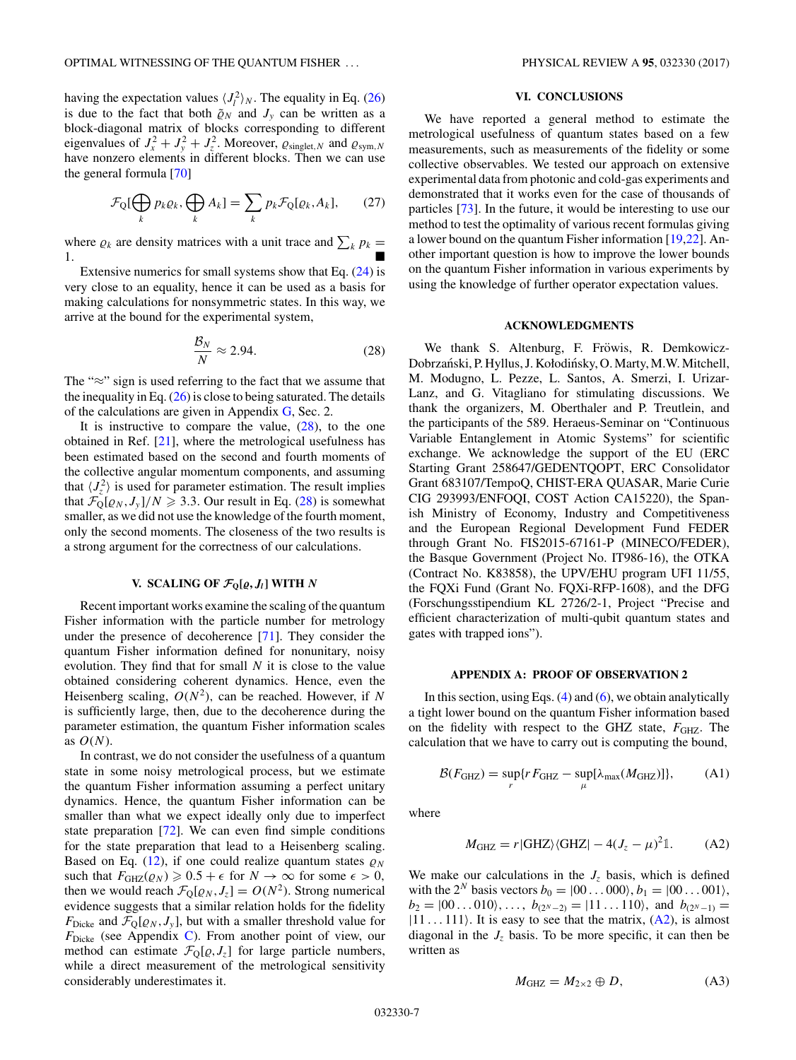having the expectation values $\langle J_l^2 \rangle_N$. The equality in Eq. (26) is due to the fact that both $\tilde{\varrho}_N$ and $J_y$ can be written as a block-diagonal matrix of blocks corresponding to different eigenvalues of $J_x^2 + J_y^2 + J_z^2$. Moreover, $\varrho_{\text{singlet},N}$ and $\varrho_{\text{sym},N}$ have nonzero elements in different blocks. Then we can use the general formula [70]

$$\mathcal{F}_Q[\bigoplus_k p_k \varrho_k, \bigoplus_k A_k] = \sum_k p_k \mathcal{F}_Q[\varrho_k, A_k], \qquad (27)$$

where $\varrho_k$ are density matrices with a unit trace and $\sum_k p_k = 1$. ■

Extensive numerics for small systems show that Eq. (24) is very close to an equality, hence it can be used as a basis for making calculations for nonsymmetric states. In this way, we arrive at the bound for the experimental system,

$$\frac{\mathcal{B}_N}{N} \approx 2.94. \qquad (28)$$

The "≈" sign is used referring to the fact that we assume that the inequality in Eq. (26) is close to being saturated. The details of the calculations are given in Appendix G, Sec. 2.

It is instructive to compare the value, (28), to the one obtained in Ref. [21], where the metrological usefulness has been estimated based on the second and fourth moments of the collective angular momentum components, and assuming that $\langle J_z^2 \rangle$ is used for parameter estimation. The result implies that $\mathcal{F}_Q[\varrho_N, J_y]/N \geqslant 3.3$. Our result in Eq. (28) is somewhat smaller, as we did not use the knowledge of the fourth moment, only the second moments. The closeness of the two results is a strong argument for the correctness of our calculations.

## V. SCALING OF $\mathcal{F}_Q[\varrho, J_l]$ WITH $N$

Recent important works examine the scaling of the quantum Fisher information with the particle number for metrology under the presence of decoherence [71]. They consider the quantum Fisher information defined for nonunitary, noisy evolution. They find that for small $N$ it is close to the value obtained considering coherent dynamics. Hence, even the Heisenberg scaling, $O(N^2)$, can be reached. However, if $N$ is sufficiently large, then, due to the decoherence during the parameter estimation, the quantum Fisher information scales as $O(N)$.

In contrast, we do not consider the usefulness of a quantum state in some noisy metrological process, but we estimate the quantum Fisher information assuming a perfect unitary dynamics. Hence, the quantum Fisher information can be smaller than what we expect ideally only due to imperfect state preparation [72]. We can even find simple conditions for the state preparation that lead to a Heisenberg scaling. Based on Eq. (12), if one could realize quantum states $\varrho_N$ such that $F_{\text{GHZ}}(\varrho_N) \geqslant 0.5 + \epsilon$ for $N \to \infty$ for some $\epsilon > 0$, then we would reach $\mathcal{F}_Q[\varrho_N, J_z] = O(N^2)$. Strong numerical evidence suggests that a similar relation holds for the fidelity $F_{\text{Dicke}}$ and $\mathcal{F}_Q[\varrho_N, J_y]$, but with a smaller threshold value for $F_{\text{Dicke}}$ (see Appendix C). From another point of view, our method can estimate $\mathcal{F}_Q[\varrho, J_z]$ for large particle numbers, while a direct measurement of the metrological sensitivity considerably underestimates it.

## VI. CONCLUSIONS

We have reported a general method to estimate the metrological usefulness of quantum states based on a few measurements, such as measurements of the fidelity or some collective observables. We tested our approach on extensive experimental data from photonic and cold-gas experiments and demonstrated that it works even for the case of thousands of particles [73]. In the future, it would be interesting to use our method to test the optimality of various recent formulas giving a lower bound on the quantum Fisher information [19,22]. Another important question is how to improve the lower bounds on the quantum Fisher information in various experiments by using the knowledge of further operator expectation values.

## ACKNOWLEDGMENTS

We thank S. Altenburg, F. Fröwis, R. Demkowicz-Dobrzański, P. Hyllus, J. Kołodyński, O. Marty, M.W. Mitchell, M. Modugno, L. Pezze, L. Santos, A. Smerzi, I. Urizar-Lanz, and G. Vitagliano for stimulating discussions. We thank the organizers, M. Oberthaler and P. Treutlein, and the participants of the 589. Heraeus-Seminar on "Continuous Variable Entanglement in Atomic Systems" for scientific exchange. We acknowledge the support of the EU (ERC Starting Grant 258647/GEDENTQOPT, ERC Consolidator Grant 683107/TempoQ, CHIST-ERA QUASAR, Marie Curie CIG 293993/ENFOQI, COST Action CA15220), the Spanish Ministry of Economy, Industry and Competitiveness and the European Regional Development Fund FEDER through Grant No. FIS2015-67161-P (MINECO/FEDER), the Basque Government (Project No. IT986-16), the OTKA (Contract No. K83858), the UPV/EHU program UFI 11/55, the FQXi Fund (Grant No. FQXi-RFP-1608), and the DFG (Forschungsstipendium KL 2726/2-1, Project "Precise and efficient characterization of multi-qubit quantum states and gates with trapped ions").

## APPENDIX A: PROOF OF OBSERVATION 2

In this section, using Eqs. (4) and (6), we obtain analytically a tight lower bound on the quantum Fisher information based on the fidelity with respect to the GHZ state, $F_{\text{GHZ}}$. The calculation that we have to carry out is computing the bound,

$$\mathcal{B}(F_{\text{GHZ}}) = \sup_r \{ r F_{\text{GHZ}} - \sup_\mu [\lambda_{\max}(M_{\text{GHZ}})] \}, \qquad (A1)$$

where

$$M_{\text{GHZ}} = r|\text{GHZ}\rangle\langle\text{GHZ}| - 4(J_z - \mu)^2 \mathbb{1}. \qquad (A2)$$

We make our calculations in the $J_z$ basis, which is defined with the $2^N$ basis vectors $b_0 = |00\ldots000\rangle$, $b_1 = |00\ldots001\rangle$, $b_2 = |00\ldots010\rangle, \ldots,$ $b_{(2^N-2)} = |11\ldots110\rangle$, and $b_{(2^N-1)} = |11\ldots111\rangle$. It is easy to see that the matrix, (A2), is almost diagonal in the $J_z$ basis. To be more specific, it can then be written as

$$M_{\text{GHZ}} = M_{2\times 2} \oplus D, \qquad (A3)$$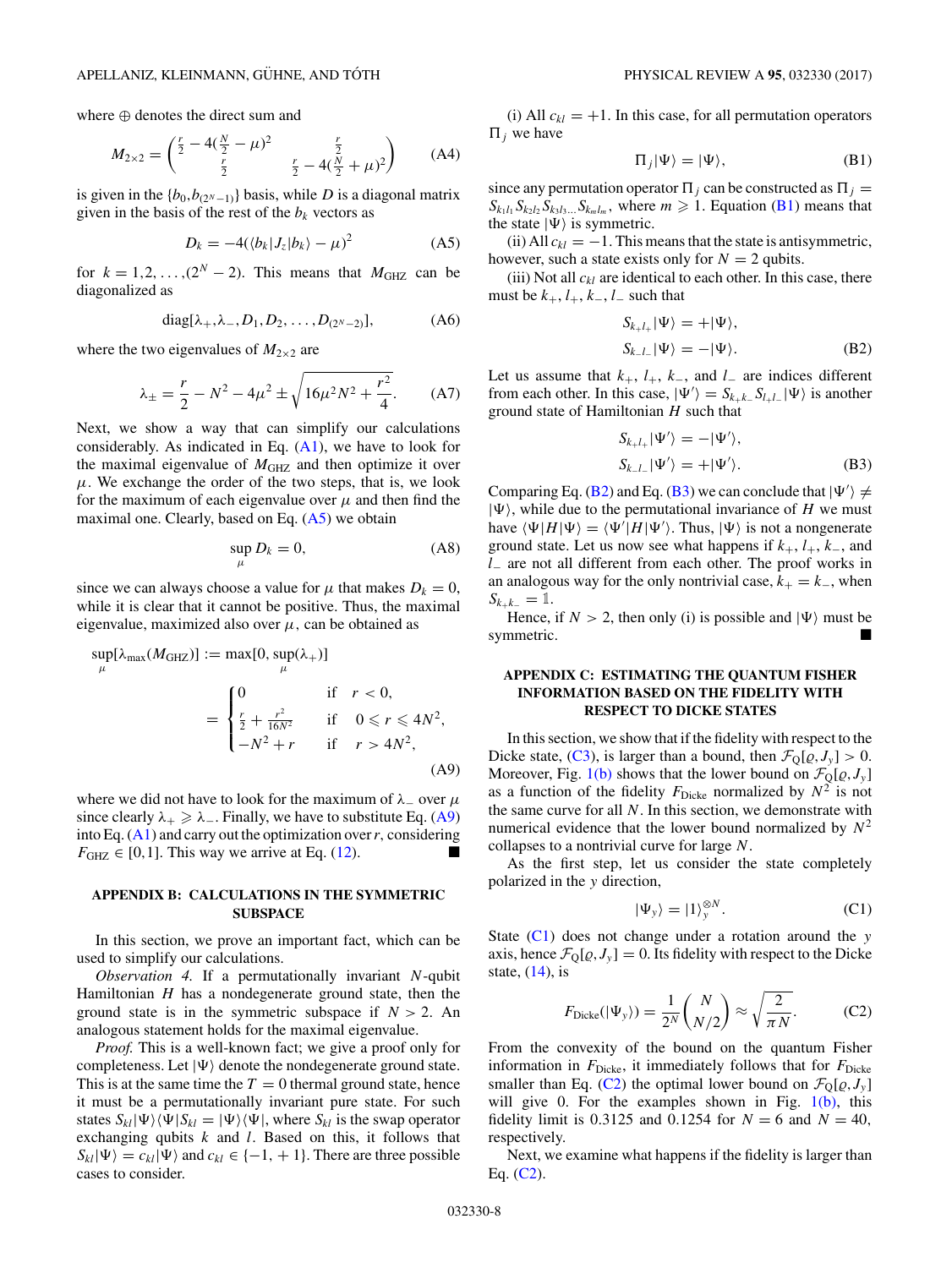where $\oplus$ denotes the direct sum and

$$M_{2\times 2} = \begin{pmatrix} \frac{r}{2} - 4(\frac{N}{2} - \mu)^2 & \frac{r}{2} \\ \frac{r}{2} & \frac{r}{2} - 4(\frac{N}{2} + \mu)^2 \end{pmatrix} \tag{A4}$$

is given in the $\{b_0, b_{(2^N-1)}\}$ basis, while $D$ is a diagonal matrix given in the basis of the rest of the $b_k$ vectors as

$$D_k = -4(\langle b_k | J_z | b_k \rangle - \mu)^2 \tag{A5}$$

for $k = 1, 2, \ldots, (2^N - 2)$. This means that $M_{\mathrm{GHZ}}$ can be diagonalized as

$$\mathrm{diag}[\lambda_+, \lambda_-, D_1, D_2, \ldots, D_{(2^N-2)}], \tag{A6}$$

where the two eigenvalues of $M_{2\times 2}$ are

$$\lambda_\pm = \frac{r}{2} - N^2 - 4\mu^2 \pm \sqrt{16\mu^2 N^2 + \frac{r^2}{4}}. \tag{A7}$$

Next, we show a way that can simplify our calculations considerably. As indicated in Eq. (A1), we have to look for the maximal eigenvalue of $M_{\mathrm{GHZ}}$ and then optimize it over $\mu$. We exchange the order of the two steps, that is, we look for the maximum of each eigenvalue over $\mu$ and then find the maximal one. Clearly, based on Eq. (A5) we obtain

$$\sup_\mu D_k = 0, \tag{A8}$$

since we can always choose a value for $\mu$ that makes $D_k = 0$, while it is clear that it cannot be positive. Thus, the maximal eigenvalue, maximized also over $\mu$, can be obtained as

$$\sup_\mu [\lambda_{\max}(M_{\mathrm{GHZ}})] := \max[0, \sup_\mu(\lambda_+)]$$
$$= \begin{cases} 0 & \text{if } \quad r < 0, \\ \frac{r}{2} + \frac{r^2}{16N^2} & \text{if } \quad 0 \leqslant r \leqslant 4N^2, \\ -N^2 + r & \text{if } \quad r > 4N^2, \end{cases} \tag{A9}$$

where we did not have to look for the maximum of $\lambda_-$ over $\mu$ since clearly $\lambda_+ \geqslant \lambda_-$. Finally, we have to substitute Eq. (A9) into Eq. (A1) and carry out the optimization over $r$, considering $F_{\mathrm{GHZ}} \in [0,1]$. This way we arrive at Eq. (12). ■

## APPENDIX B: CALCULATIONS IN THE SYMMETRIC SUBSPACE

In this section, we prove an important fact, which can be used to simplify our calculations.

*Observation 4.* If a permutationally invariant $N$-qubit Hamiltonian $H$ has a nondegenerate ground state, then the ground state is in the symmetric subspace if $N > 2$. An analogous statement holds for the maximal eigenvalue.

*Proof.* This is a well-known fact; we give a proof only for completeness. Let $|\Psi\rangle$ denote the nondegenerate ground state. This is at the same time the $T = 0$ thermal ground state, hence it must be a permutationally invariant pure state. For such states $S_{kl}|\Psi\rangle\langle\Psi|S_{kl} = |\Psi\rangle\langle\Psi|$, where $S_{kl}$ is the swap operator exchanging qubits $k$ and $l$. Based on this, it follows that $S_{kl}|\Psi\rangle = c_{kl}|\Psi\rangle$ and $c_{kl} \in \{-1, +1\}$. There are three possible cases to consider.

(i) All $c_{kl} = +1$. In this case, for all permutation operators $\Pi_j$ we have

$$\Pi_j |\Psi\rangle = |\Psi\rangle, \tag{B1}$$

since any permutation operator $\Pi_j$ can be constructed as $\Pi_j = S_{k_1 l_1} S_{k_2 l_2} S_{k_3 l_3 \ldots} S_{k_m l_m}$, where $m \geqslant 1$. Equation (B1) means that the state $|\Psi\rangle$ is symmetric.

(ii) All $c_{kl} = -1$. This means that the state is antisymmetric, however, such a state exists only for $N = 2$ qubits.

(iii) Not all $c_{kl}$ are identical to each other. In this case, there must be $k_+, l_+, k_-, l_-$ such that

$$\begin{aligned} S_{k_+ l_+}|\Psi\rangle &= +|\Psi\rangle, \\ S_{k_- l_-}|\Psi\rangle &= -|\Psi\rangle. \end{aligned} \tag{B2}$$

Let us assume that $k_+$, $l_+$, $k_-$, and $l_-$ are indices different from each other. In this case, $|\Psi'\rangle = S_{k_+ k_-} S_{l_+ l_-}|\Psi\rangle$ is another ground state of Hamiltonian $H$ such that

$$\begin{aligned} S_{k_+ l_+}|\Psi'\rangle &= -|\Psi'\rangle, \\ S_{k_- l_-}|\Psi'\rangle &= +|\Psi'\rangle. \end{aligned} \tag{B3}$$

Comparing Eq. (B2) and Eq. (B3) we can conclude that $|\Psi'\rangle \neq |\Psi\rangle$, while due to the permutational invariance of $H$ we must have $\langle\Psi|H|\Psi\rangle = \langle\Psi'|H|\Psi'\rangle$. Thus, $|\Psi\rangle$ is not a nongenerate ground state. Let us now see what happens if $k_+$, $l_+$, $k_-$, and $l_-$ are not all different from each other. The proof works in an analogous way for the only nontrivial case, $k_+ = k_-$, when $S_{k_+ k_-} = \mathbb{1}$.

Hence, if $N > 2$, then only (i) is possible and $|\Psi\rangle$ must be symmetric. ■

## APPENDIX C: ESTIMATING THE QUANTUM FISHER INFORMATION BASED ON THE FIDELITY WITH RESPECT TO DICKE STATES

In this section, we show that if the fidelity with respect to the Dicke state, (C3), is larger than a bound, then $\mathcal{F}_Q[\varrho, J_y] > 0$. Moreover, Fig. 1(b) shows that the lower bound on $\mathcal{F}_Q[\varrho, J_y]$ as a function of the fidelity $F_{\mathrm{Dicke}}$ normalized by $N^2$ is not the same curve for all $N$. In this section, we demonstrate with numerical evidence that the lower bound normalized by $N^2$ collapses to a nontrivial curve for large $N$.

As the first step, let us consider the state completely polarized in the $y$ direction,

$$|\Psi_y\rangle = |1\rangle_y^{\otimes N}. \tag{C1}$$

State (C1) does not change under a rotation around the $y$ axis, hence $\mathcal{F}_Q[\varrho, J_y] = 0$. Its fidelity with respect to the Dicke state, (14), is

$$F_{\mathrm{Dicke}}(|\Psi_y\rangle) = \frac{1}{2^N}\binom{N}{N/2} \approx \sqrt{\frac{2}{\pi N}}. \tag{C2}$$

From the convexity of the bound on the quantum Fisher information in $F_{\mathrm{Dicke}}$, it immediately follows that for $F_{\mathrm{Dicke}}$ smaller than Eq. (C2) the optimal lower bound on $\mathcal{F}_Q[\varrho, J_y]$ will give 0. For the examples shown in Fig. 1(b), this fidelity limit is 0.3125 and 0.1254 for $N = 6$ and $N = 40$, respectively.

Next, we examine what happens if the fidelity is larger than Eq. (C2).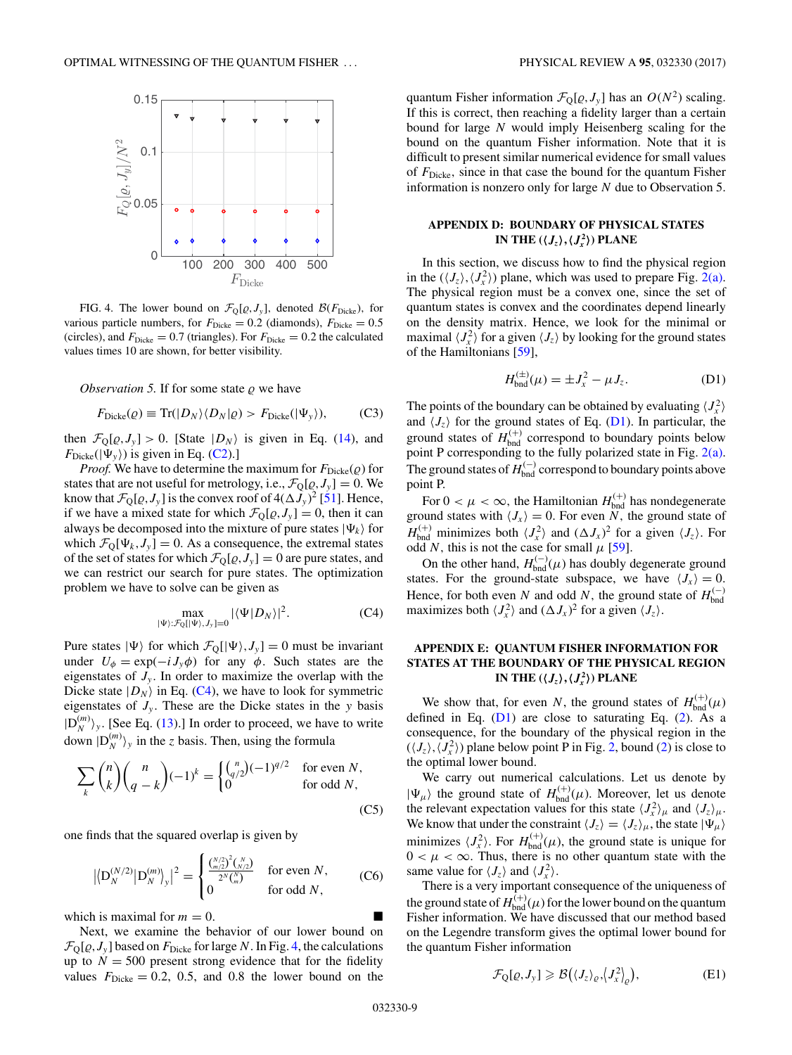FIG. 4. The lower bound on $\mathcal{F}_Q[\varrho, J_y]$, denoted $\mathcal{B}(F_{\rm Dicke})$, for various particle numbers, for $F_{\rm Dicke}=0.2$ (diamonds), $F_{\rm Dicke}=0.5$ (circles), and $F_{\rm Dicke}=0.7$ (triangles). For $F_{\rm Dicke}=0.2$ the calculated values times 10 are shown, for better visibility.

*Observation 5.* If for some state $\varrho$ we have

$$F_{\rm Dicke}(\varrho) \equiv {\rm Tr}(|D_N\rangle\langle D_N|\varrho) > F_{\rm Dicke}(|\Psi_y\rangle), \tag{C3}$$

then $\mathcal{F}_Q[\varrho, J_y] > 0$. [State $|D_N\rangle$ is given in Eq. (14), and $F_{\rm Dicke}(|\Psi_y\rangle)$ is given in Eq. (C2).]

*Proof.* We have to determine the maximum for $F_{\rm Dicke}(\varrho)$ for states that are not useful for metrology, i.e., $\mathcal{F}_Q[\varrho, J_y]=0$. We know that $\mathcal{F}_Q[\varrho, J_y]$ is the convex roof of $4(\Delta J_y)^2$ [51]. Hence, if we have a mixed state for which $\mathcal{F}_Q[\varrho, J_y]=0$, then it can always be decomposed into the mixture of pure states $|\Psi_k\rangle$ for which $\mathcal{F}_Q[\Psi_k, J_y]=0$. As a consequence, the extremal states of the set of states for which $\mathcal{F}_Q[\varrho, J_y]=0$ are pure states, and we can restrict our search for pure states. The optimization problem we have to solve can be given as

$$\max_{|\Psi\rangle:\mathcal{F}_Q[|\Psi\rangle, J_y]=0} |\langle\Psi|D_N\rangle|^2. \tag{C4}$$

Pure states $|\Psi\rangle$ for which $\mathcal{F}_Q[|\Psi\rangle, J_y]=0$ must be invariant under $U_\phi = \exp(-iJ_y\phi)$ for any $\phi$. Such states are the eigenstates of $J_y$. In order to maximize the overlap with the Dicke state $|D_N\rangle$ in Eq. (C4), we have to look for symmetric eigenstates of $J_y$. These are the Dicke states in the $y$ basis $|{\rm D}_N^{(m)}\rangle_y$. [See Eq. (13).] In order to proceed, we have to write down $|{\rm D}_N^{(m)}\rangle_y$ in the $z$ basis. Then, using the formula

$$\sum_k \binom{n}{k}\binom{n}{q-k}(-1)^k = \begin{cases} \binom{n}{q/2}(-1)^{q/2} & \text{for even } N, \\ 0 & \text{for odd } N, \end{cases} \tag{C5}$$

one finds that the squared overlap is given by

$$\left|\langle {\rm D}_N^{(N/2)}|{\rm D}_N^{(m)}\rangle_y\right|^2 = \begin{cases} \dfrac{\binom{N/2}{m/2}^2\binom{N}{N/2}}{2^N\binom{N}{m}} & \text{for even } N, \\ 0 & \text{for odd } N, \end{cases} \tag{C6}$$

which is maximal for $m=0$. ■

Next, we examine the behavior of our lower bound on $\mathcal{F}_Q[\varrho, J_y]$ based on $F_{\rm Dicke}$ for large $N$. In Fig. 4, the calculations up to $N=500$ present strong evidence that for the fidelity values $F_{\rm Dicke}=0.2$, 0.5, and 0.8 the lower bound on the quantum Fisher information $\mathcal{F}_Q[\varrho, J_y]$ has an $O(N^2)$ scaling. If this is correct, then reaching a fidelity larger than a certain bound for large $N$ would imply Heisenberg scaling for the bound on the quantum Fisher information. Note that it is difficult to present similar numerical evidence for small values of $F_{\rm Dicke}$, since in that case the bound for the quantum Fisher information is nonzero only for large $N$ due to Observation 5.

## APPENDIX D: BOUNDARY OF PHYSICAL STATES IN THE $(\langle J_z\rangle, \langle J_x^2\rangle)$ PLANE

In this section, we discuss how to find the physical region in the $(\langle J_z\rangle, \langle J_x^2\rangle)$ plane, which was used to prepare Fig. 2(a). The physical region must be a convex one, since the set of quantum states is convex and the coordinates depend linearly on the density matrix. Hence, we look for the minimal or maximal $\langle J_x^2\rangle$ for a given $\langle J_z\rangle$ by looking for the ground states of the Hamiltonians [59],

$$H_{\rm bnd}^{(\pm)}(\mu) = \pm J_x^2 - \mu J_z. \tag{D1}$$

The points of the boundary can be obtained by evaluating $\langle J_x^2\rangle$ and $\langle J_z\rangle$ for the ground states of Eq. (D1). In particular, the ground states of $H_{\rm bnd}^{(+)}$ correspond to boundary points below point P corresponding to the fully polarized state in Fig. 2(a). The ground states of $H_{\rm bnd}^{(-)}$ correspond to boundary points above point P.

For $0<\mu<\infty$, the Hamiltonian $H_{\rm bnd}^{(+)}$ has nondegenerate ground states with $\langle J_x\rangle = 0$. For even $N$, the ground state of $H_{\rm bnd}^{(+)}$ minimizes both $\langle J_x^2\rangle$ and $(\Delta J_x)^2$ for a given $\langle J_z\rangle$. For odd $N$, this is not the case for small $\mu$ [59].

On the other hand, $H_{\rm bnd}^{(-)}(\mu)$ has doubly degenerate ground states. For the ground-state subspace, we have $\langle J_x\rangle = 0$. Hence, for both even $N$ and odd $N$, the ground state of $H_{\rm bnd}^{(-)}$ maximizes both $\langle J_x^2\rangle$ and $(\Delta J_x)^2$ for a given $\langle J_z\rangle$.

## APPENDIX E: QUANTUM FISHER INFORMATION FOR STATES AT THE BOUNDARY OF THE PHYSICAL REGION IN THE $(\langle J_z\rangle, \langle J_x^2\rangle)$ PLANE

We show that, for even $N$, the ground states of $H_{\rm bnd}^{(+)}(\mu)$ defined in Eq. (D1) are close to saturating Eq. (2). As a consequence, for the boundary of the physical region in the $(\langle J_z\rangle, \langle J_x^2\rangle)$ plane below point P in Fig. 2, bound (2) is close to the optimal lower bound.

We carry out numerical calculations. Let us denote by $|\Psi_\mu\rangle$ the ground state of $H_{\rm bnd}^{(+)}(\mu)$. Moreover, let us denote the relevant expectation values for this state $\langle J_z^2\rangle_\mu$ and $\langle J_z\rangle_\mu$. We know that under the constraint $\langle J_z\rangle = \langle J_z\rangle_\mu$, the state $|\Psi_\mu\rangle$ minimizes $\langle J_x^2\rangle$. For $H_{\rm bnd}^{(+)}(\mu)$, the ground state is unique for $0<\mu<\infty$. Thus, there is no other quantum state with the same value for $\langle J_z\rangle$ and $\langle J_x^2\rangle$.

There is a very important consequence of the uniqueness of the ground state of $H_{\rm bnd}^{(+)}(\mu)$ for the lower bound on the quantum Fisher information. We have discussed that our method based on the Legendre transform gives the optimal lower bound for the quantum Fisher information

$$\mathcal{F}_Q[\varrho, J_y] \geqslant \mathcal{B}\big(\langle J_z\rangle_\varrho, \langle J_x^2\rangle_\varrho\big), \tag{E1}$$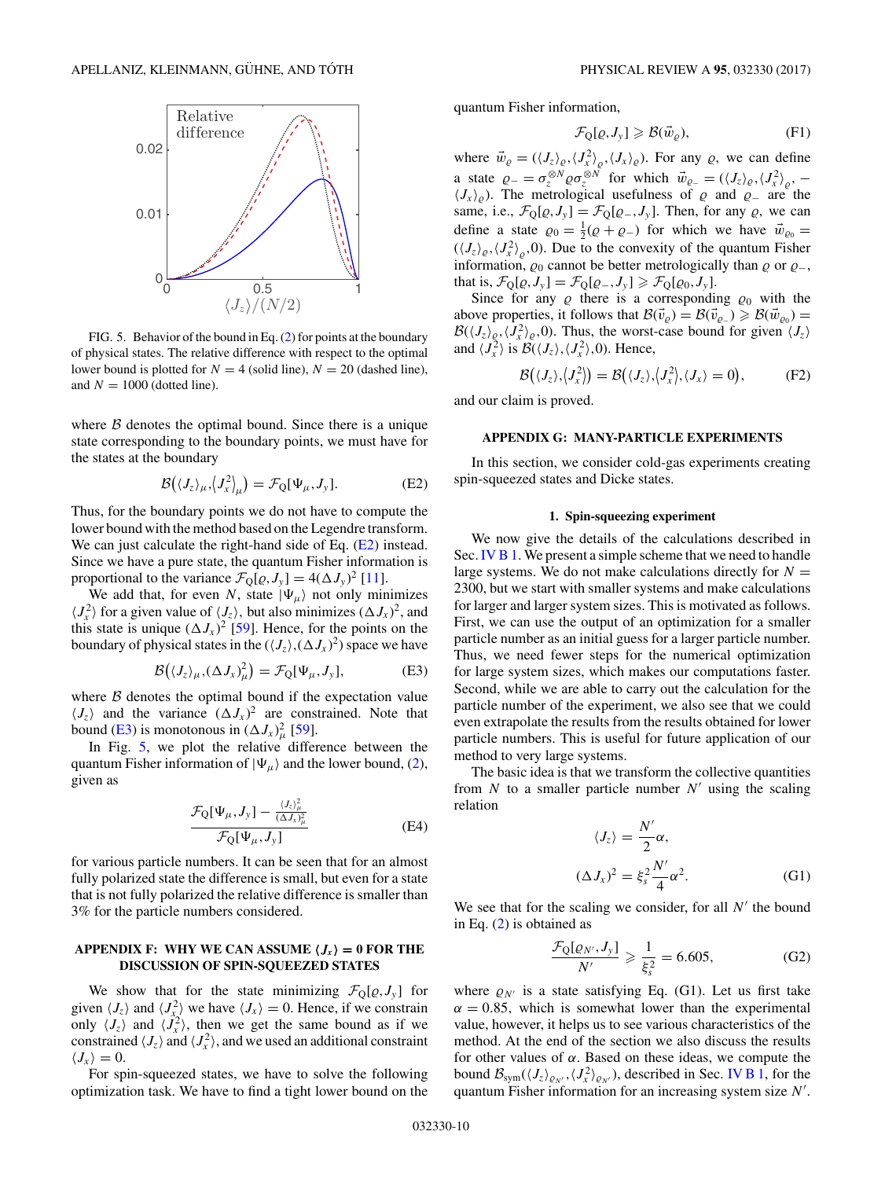FIG. 5. Behavior of the bound in Eq. (2) for points at the boundary of physical states. The relative difference with respect to the optimal lower bound is plotted for $N = 4$ (solid line), $N = 20$ (dashed line), and $N = 1000$ (dotted line).

where $\mathcal{B}$ denotes the optimal bound. Since there is a unique state corresponding to the boundary points, we must have for the states at the boundary

$$\mathcal{B}\left(\langle J_z\rangle_\mu, \langle J_x^2\rangle_\mu\right) = \mathcal{F}_Q[\Psi_\mu, J_y]. \tag{E2}$$

Thus, for the boundary points we do not have to compute the lower bound with the method based on the Legendre transform. We can just calculate the right-hand side of Eq. (E2) instead. Since we have a pure state, the quantum Fisher information is proportional to the variance $\mathcal{F}_Q[\varrho, J_y] = 4(\Delta J_y)^2$ [11].

We add that, for even $N$, state $|\Psi_\mu\rangle$ not only minimizes $\langle J_x^2\rangle$ for a given value of $\langle J_z\rangle$, but also minimizes $(\Delta J_x)^2$, and this state is unique $(\Delta J_x)^2$ [59]. Hence, for the points on the boundary of physical states in the $(\langle J_z\rangle, (\Delta J_x)^2)$ space we have

$$\mathcal{B}\left(\langle J_z\rangle_\mu, (\Delta J_x)^2_\mu\right) = \mathcal{F}_Q[\Psi_\mu, J_y], \tag{E3}$$

where $\mathcal{B}$ denotes the optimal bound if the expectation value $\langle J_z\rangle$ and the variance $(\Delta J_x)^2$ are constrained. Note that bound (E3) is monotonous in $(\Delta J_x)^2_\mu$ [59].

In Fig. 5, we plot the relative difference between the quantum Fisher information of $|\Psi_\mu\rangle$ and the lower bound, (2), given as

$$\frac{\mathcal{F}_Q[\Psi_\mu, J_y] - \frac{\langle J_z\rangle_\mu^2}{(\Delta J_x)^2_\mu}}{\mathcal{F}_Q[\Psi_\mu, J_y]} \tag{E4}$$

for various particle numbers. It can be seen that for an almost fully polarized state the difference is small, but even for a state that is not fully polarized the relative difference is smaller than 3% for the particle numbers considered.

## APPENDIX F: WHY WE CAN ASSUME $\langle J_x\rangle = 0$ FOR THE DISCUSSION OF SPIN-SQUEEZED STATES

We show that for the state minimizing $\mathcal{F}_Q[\varrho, J_y]$ for given $\langle J_z\rangle$ and $\langle J_x^2\rangle$ we have $\langle J_x\rangle = 0$. Hence, if we constrain only $\langle J_z\rangle$ and $\langle J_x^2\rangle$, then we get the same bound as if we constrained $\langle J_z\rangle$ and $\langle J_x^2\rangle$, and we used an additional constraint $\langle J_x\rangle = 0$.

For spin-squeezed states, we have to solve the following optimization task. We have to find a tight lower bound on the quantum Fisher information,

$$\mathcal{F}_Q[\varrho, J_y] \geqslant \mathcal{B}(\vec{w}_\varrho), \tag{F1}$$

where $\vec{w}_\varrho = (\langle J_z\rangle_\varrho, \langle J_x^2\rangle_\varrho, \langle J_x\rangle_\varrho)$. For any $\varrho$, we can define a state $\varrho_- = \sigma_z^{\otimes N}\varrho\sigma_z^{\otimes N}$ for which $\vec{w}_{\varrho_-} = (\langle J_z\rangle_\varrho, \langle J_x^2\rangle_\varrho, -\langle J_x\rangle_\varrho)$. The metrological usefulness of $\varrho$ and $\varrho_-$ are the same, i.e., $\mathcal{F}_Q[\varrho, J_y] = \mathcal{F}_Q[\varrho_-, J_y]$. Then, for any $\varrho$, we can define a state $\varrho_0 = \frac{1}{2}(\varrho + \varrho_-)$ for which we have $\vec{w}_{\varrho_0} = (\langle J_z\rangle_\varrho, \langle J_x^2\rangle_\varrho, 0)$. Due to the convexity of the quantum Fisher information, $\varrho_0$ cannot be better metrologically than $\varrho$ or $\varrho_-$, that is, $\mathcal{F}_Q[\varrho, J_y] = \mathcal{F}_Q[\varrho_-, J_y] \geqslant \mathcal{F}_Q[\varrho_0, J_y]$.

Since for any $\varrho$ there is a corresponding $\varrho_0$ with the above properties, it follows that $\mathcal{B}(\vec{v}_\varrho) = \mathcal{B}(\vec{v}_{\varrho_-}) \geqslant \mathcal{B}(\vec{w}_{\varrho_0}) = \mathcal{B}(\langle J_z\rangle_\varrho, \langle J_x^2\rangle_\varrho, 0)$. Thus, the worst-case bound for given $\langle J_z\rangle$ and $\langle J_x^2\rangle$ is $\mathcal{B}(\langle J_z\rangle, \langle J_x^2\rangle, 0)$. Hence,

$$\mathcal{B}\left(\langle J_z\rangle, \langle J_x^2\rangle\right) = \mathcal{B}\left(\langle J_z\rangle, \langle J_x^2\rangle, \langle J_x\rangle = 0\right), \tag{F2}$$

and our claim is proved.

## APPENDIX G: MANY-PARTICLE EXPERIMENTS

In this section, we consider cold-gas experiments creating spin-squeezed states and Dicke states.

### 1. Spin-squeezing experiment

We now give the details of the calculations described in Sec. IV B 1. We present a simple scheme that we need to handle large systems. We do not make calculations directly for $N = 2300$, but we start with smaller systems and make calculations for larger and larger system sizes. This is motivated as follows. First, we can use the output of an optimization for a smaller particle number as an initial guess for a larger particle number. Thus, we need fewer steps for the numerical optimization for large system sizes, which makes our computations faster. Second, while we are able to carry out the calculation for the particle number of the experiment, we also see that we could even extrapolate the results from the results obtained for lower particle numbers. This is useful for future application of our method to very large systems.

The basic idea is that we transform the collective quantities from $N$ to a smaller particle number $N'$ using the scaling relation

$$\begin{aligned}\langle J_z\rangle &= \frac{N'}{2}\alpha,\\ (\Delta J_x)^2 &= \xi_s^2\frac{N'}{4}\alpha^2.\end{aligned} \tag{G1}$$

We see that for the scaling we consider, for all $N'$ the bound in Eq. (2) is obtained as

$$\frac{\mathcal{F}_Q[\varrho_{N'}, J_y]}{N'} \geqslant \frac{1}{\xi_s^2} = 6.605, \tag{G2}$$

where $\varrho_{N'}$ is a state satisfying Eq. (G1). Let us first take $\alpha = 0.85$, which is somewhat lower than the experimental value, however, it helps us to see various characteristics of the method. At the end of the section we also discuss the results for other values of $\alpha$. Based on these ideas, we compute the bound $\mathcal{B}_{\rm sym}(\langle J_z\rangle_{\varrho_{N'}}, \langle J_x^2\rangle_{\varrho_{N'}})$, described in Sec. IV B 1, for the quantum Fisher information for an increasing system size $N'$.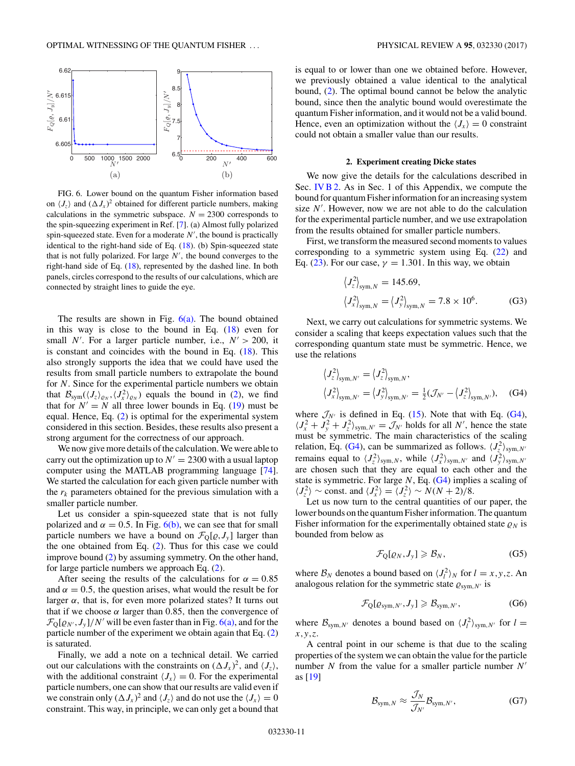FIG. 6. Lower bound on the quantum Fisher information based on $\langle J_z \rangle$ and $(\Delta J_x)^2$ obtained for different particle numbers, making calculations in the symmetric subspace. $N = 2300$ corresponds to the spin-squeezing experiment in Ref. [7]. (a) Almost fully polarized spin-squeezed state. Even for a moderate $N'$, the bound is practically identical to the right-hand side of Eq. (18). (b) Spin-squeezed state that is not fully polarized. For large $N'$, the bound converges to the right-hand side of Eq. (18), represented by the dashed line. In both panels, circles correspond to the results of our calculations, which are connected by straight lines to guide the eye.

The results are shown in Fig. 6(a). The bound obtained in this way is close to the bound in Eq. (18) even for small $N'$. For a larger particle number, i.e., $N' > 200$, it is constant and coincides with the bound in Eq. (18). This also strongly supports the idea that we could have used the results from small particle numbers to extrapolate the bound for $N$. Since for the experimental particle numbers we obtain that $\mathcal{B}_{\rm sym}(\langle J_z \rangle_{\varrho_N}, \langle J_x^2 \rangle_{\varrho_N})$ equals the bound in (2), we find that for $N' = N$ all three lower bounds in Eq. (19) must be equal. Hence, Eq. (2) is optimal for the experimental system considered in this section. Besides, these results also present a strong argument for the correctness of our approach.

We now give more details of the calculation. We were able to carry out the optimization up to $N' = 2300$ with a usual laptop computer using the MATLAB programming language [74]. We started the calculation for each given particle number with the $r_k$ parameters obtained for the previous simulation with a smaller particle number.

Let us consider a spin-squeezed state that is not fully polarized and $\alpha = 0.5$. In Fig. 6(b), we can see that for small particle numbers we have a bound on $\mathcal{F}_{\rm Q}[\varrho, J_y]$ larger than the one obtained from Eq. (2). Thus for this case we could improve bound (2) by assuming symmetry. On the other hand, for large particle numbers we approach Eq. (2).

After seeing the results of the calculations for $\alpha = 0.85$ and $\alpha = 0.5$, the question arises, what would the result be for larger $\alpha$, that is, for even more polarized states? It turns out that if we choose $\alpha$ larger than 0.85, then the convergence of $\mathcal{F}_{\rm Q}[\varrho_{N'}, J_y]/N'$ will be even faster than in Fig. 6(a), and for the particle number of the experiment we obtain again that Eq. (2) is saturated.

Finally, we add a note on a technical detail. We carried out our calculations with the constraints on $(\Delta J_x)^2$, and $\langle J_z \rangle$, with the additional constraint $\langle J_x \rangle = 0$. For the experimental particle numbers, one can show that our results are valid even if we constrain only $(\Delta J_x)^2$ and $\langle J_z \rangle$ and do not use the $\langle J_x \rangle = 0$ constraint. This way, in principle, we can only get a bound that is equal to or lower than one we obtained before. However, we previously obtained a value identical to the analytical bound, (2). The optimal bound cannot be below the analytic bound, since then the analytic bound would overestimate the quantum Fisher information, and it would not be a valid bound. Hence, even an optimization without the $\langle J_x \rangle = 0$ constraint could not obtain a smaller value than our results.

#### 2. Experiment creating Dicke states

We now give the details for the calculations described in Sec. IV B 2. As in Sec. 1 of this Appendix, we compute the bound for quantum Fisher information for an increasing system size $N'$. However, now we are not able to do the calculation for the experimental particle number, and we use extrapolation from the results obtained for smaller particle numbers.

First, we transform the measured second moments to values corresponding to a symmetric system using Eq. (22) and Eq. (23). For our case, $\gamma = 1.301$. In this way, we obtain

$$\begin{aligned} \langle J_z^2 \rangle_{{\rm sym},N} &= 145.69, \\ \langle J_x^2 \rangle_{{\rm sym},N} &= \langle J_y^2 \rangle_{{\rm sym},N} = 7.8 \times 10^6. \end{aligned} \tag{G3}$$

Next, we carry out calculations for symmetric systems. We consider a scaling that keeps expectation values such that the corresponding quantum state must be symmetric. Hence, we use the relations

$$\begin{aligned} \langle J_z^2 \rangle_{{\rm sym},N'} &= \langle J_z^2 \rangle_{{\rm sym},N}, \\ \langle J_x^2 \rangle_{{\rm sym},N'} &= \langle J_y^2 \rangle_{{\rm sym},N'} = \tfrac{1}{2}(\mathcal{J}_{N'} - \langle J_z^2 \rangle_{{\rm sym},N'}), \end{aligned} \tag{G4}$$

where $\mathcal{J}_{N'}$ is defined in Eq. (15). Note that with Eq. (G4), $\langle J_x^2 + J_y^2 + J_z^2 \rangle_{{\rm sym},N'} = \mathcal{J}_{N'}$ holds for all $N'$, hence the state must be symmetric. The main characteristics of the scaling relation, Eq. (G4), can be summarized as follows. $\langle J_z^2 \rangle_{{\rm sym},N'}$ remains equal to $\langle J_z^2 \rangle_{{\rm sym},N}$, while $\langle J_x^2 \rangle_{{\rm sym},N'}$ and $\langle J_y^2 \rangle_{{\rm sym},N'}$ are chosen such that they are equal to each other and the state is symmetric. For large $N$, Eq. (G4) implies a scaling of $\langle J_z^2 \rangle \sim$ const. and $\langle J_x^2 \rangle = \langle J_z^2 \rangle \sim N(N+2)/8$.

Let us now turn to the central quantities of our paper, the lower bounds on the quantum Fisher information. The quantum Fisher information for the experimentally obtained state $\varrho_N$ is bounded from below as

$$\mathcal{F}_{\rm Q}[\varrho_N, J_y] \geqslant \mathcal{B}_N, \tag{G5}$$

where $\mathcal{B}_N$ denotes a bound based on $\langle J_l^2 \rangle_N$ for $l = x,y,z$. An analogous relation for the symmetric state $\varrho_{{\rm sym},N'}$ is

$$\mathcal{F}_{\rm Q}[\varrho_{{\rm sym},N'}, J_y] \geqslant \mathcal{B}_{{\rm sym},N'}, \tag{G6}$$

where $\mathcal{B}_{{\rm sym},N'}$ denotes a bound based on $\langle J_l^2 \rangle_{{\rm sym},N'}$ for $l = x,y,z$.

A central point in our scheme is that due to the scaling properties of the system we can obtain the value for the particle number $N$ from the value for a smaller particle number $N'$ as [19]

$$\mathcal{B}_{{\rm sym},N} \approx \frac{\mathcal{J}_N}{\mathcal{J}_{N'}} \mathcal{B}_{{\rm sym},N'}, \tag{G7}$$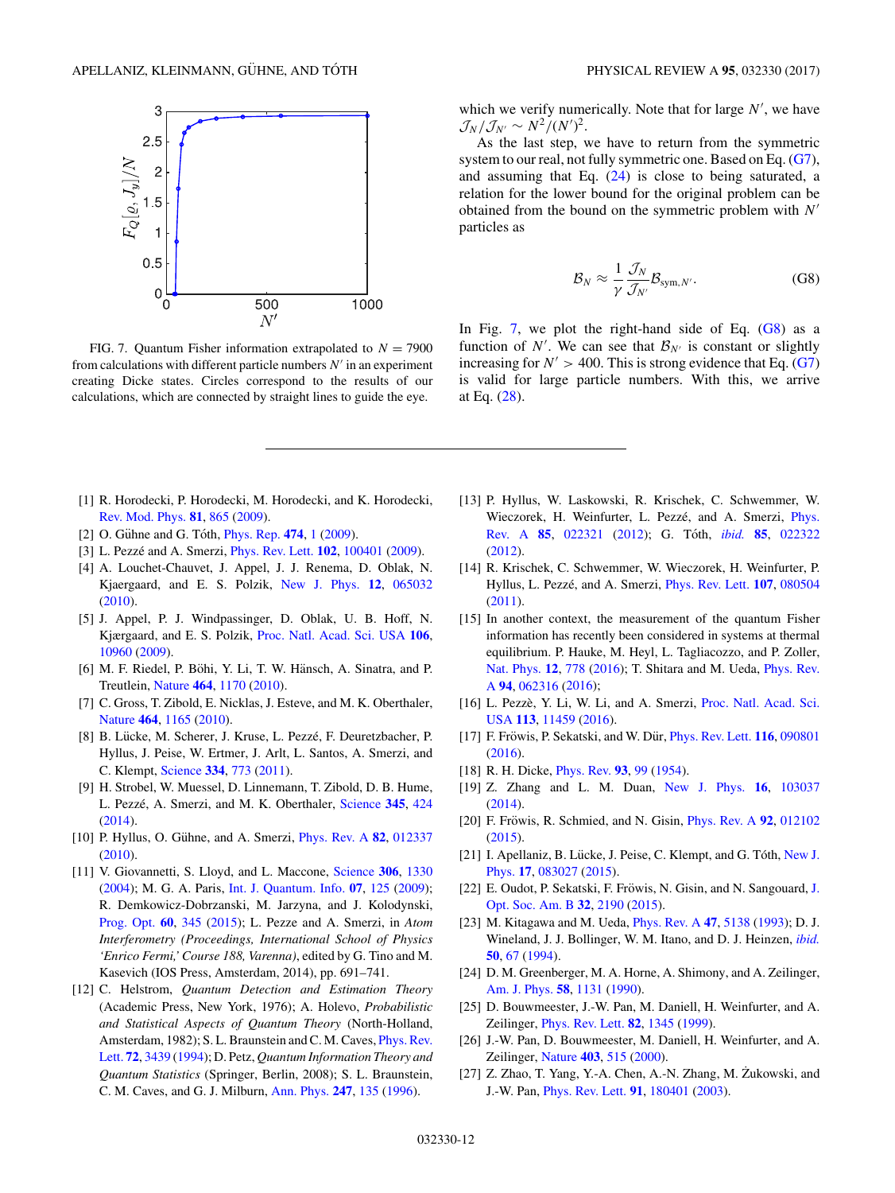FIG. 7. Quantum Fisher information extrapolated to $N = 7900$ from calculations with different particle numbers $N'$ in an experiment creating Dicke states. Circles correspond to the results of our calculations, which are connected by straight lines to guide the eye.

which we verify numerically. Note that for large $N'$, we have $\mathcal{J}_N/\mathcal{J}_{N'} \sim N^2/(N')^2$.

As the last step, we have to return from the symmetric system to our real, not fully symmetric one. Based on Eq. (G7), and assuming that Eq. (24) is close to being saturated, a relation for the lower bound for the original problem can be obtained from the bound on the symmetric problem with $N'$ particles as

$$\mathcal{B}_N \approx \frac{1}{\gamma}\frac{\mathcal{J}_N}{\mathcal{J}_{N'}}\mathcal{B}_{\text{sym},N'}. \tag{G8}$$

In Fig. 7, we plot the right-hand side of Eq. (G8) as a function of $N'$. We can see that $\mathcal{B}_{N'}$ is constant or slightly increasing for $N' > 400$. This is strong evidence that Eq. (G7) is valid for large particle numbers. With this, we arrive at Eq. (28).

---

[1] R. Horodecki, P. Horodecki, M. Horodecki, and K. Horodecki, Rev. Mod. Phys. **81**, 865 (2009).

[2] O. Gühne and G. Tóth, Phys. Rep. **474**, 1 (2009).

[3] L. Pezzé and A. Smerzi, Phys. Rev. Lett. **102**, 100401 (2009).

[4] A. Louchet-Chauvet, J. Appel, J. J. Renema, D. Oblak, N. Kjaergaard, and E. S. Polzik, New J. Phys. **12**, 065032 (2010).

[5] J. Appel, P. J. Windpassinger, D. Oblak, U. B. Hoff, N. Kjærgaard, and E. S. Polzik, Proc. Natl. Acad. Sci. USA **106**, 10960 (2009).

[6] M. F. Riedel, P. Böhi, Y. Li, T. W. Hänsch, A. Sinatra, and P. Treutlein, Nature **464**, 1170 (2010).

[7] C. Gross, T. Zibold, E. Nicklas, J. Esteve, and M. K. Oberthaler, Nature **464**, 1165 (2010).

[8] B. Lücke, M. Scherer, J. Kruse, L. Pezzé, F. Deuretzbacher, P. Hyllus, J. Peise, W. Ertmer, J. Arlt, L. Santos, A. Smerzi, and C. Klempt, Science **334**, 773 (2011).

[9] H. Strobel, W. Muessel, D. Linnemann, T. Zibold, D. B. Hume, L. Pezzé, A. Smerzi, and M. K. Oberthaler, Science **345**, 424 (2014).

[10] P. Hyllus, O. Gühne, and A. Smerzi, Phys. Rev. A **82**, 012337 (2010).

[11] V. Giovannetti, S. Lloyd, and L. Maccone, Science **306**, 1330 (2004); M. G. A. Paris, Int. J. Quantum. Info. **07**, 125 (2009); R. Demkowicz-Dobrzanski, M. Jarzyna, and J. Kolodynski, Prog. Opt. **60**, 345 (2015); L. Pezze and A. Smerzi, in *Atom Interferometry (Proceedings, International School of Physics 'Enrico Fermi,' Course 188, Varenna)*, edited by G. Tino and M. Kasevich (IOS Press, Amsterdam, 2014), pp. 691–741.

[12] C. Helstrom, *Quantum Detection and Estimation Theory* (Academic Press, New York, 1976); A. Holevo, *Probabilistic and Statistical Aspects of Quantum Theory* (North-Holland, Amsterdam, 1982); S. L. Braunstein and C. M. Caves, Phys. Rev. Lett. **72**, 3439 (1994); D. Petz, *Quantum Information Theory and Quantum Statistics* (Springer, Berlin, 2008); S. L. Braunstein, C. M. Caves, and G. J. Milburn, Ann. Phys. **247**, 135 (1996).

[13] P. Hyllus, W. Laskowski, R. Krischek, C. Schwemmer, W. Wieczorek, H. Weinfurter, L. Pezzé, and A. Smerzi, Phys. Rev. A **85**, 022321 (2012); G. Tóth, *ibid.* **85**, 022322 (2012).

[14] R. Krischek, C. Schwemmer, W. Wieczorek, H. Weinfurter, P. Hyllus, L. Pezzé, and A. Smerzi, Phys. Rev. Lett. **107**, 080504 (2011).

[15] In another context, the measurement of the quantum Fisher information has recently been considered in systems at thermal equilibrium. P. Hauke, M. Heyl, L. Tagliacozzo, and P. Zoller, Nat. Phys. **12**, 778 (2016); T. Shitara and M. Ueda, Phys. Rev. A **94**, 062316 (2016);

[16] L. Pezzè, Y. Li, W. Li, and A. Smerzi, Proc. Natl. Acad. Sci. USA **113**, 11459 (2016).

[17] F. Fröwis, P. Sekatski, and W. Dür, Phys. Rev. Lett. **116**, 090801 (2016).

[18] R. H. Dicke, Phys. Rev. **93**, 99 (1954).

[19] Z. Zhang and L. M. Duan, New J. Phys. **16**, 103037 (2014).

[20] F. Fröwis, R. Schmied, and N. Gisin, Phys. Rev. A **92**, 012102 (2015).

[21] I. Apellaniz, B. Lücke, J. Peise, C. Klempt, and G. Tóth, New J. Phys. **17**, 083027 (2015).

[22] E. Oudot, P. Sekatski, F. Fröwis, N. Gisin, and N. Sangouard, J. Opt. Soc. Am. B **32**, 2190 (2015).

[23] M. Kitagawa and M. Ueda, Phys. Rev. A **47**, 5138 (1993); D. J. Wineland, J. J. Bollinger, W. M. Itano, and D. J. Heinzen, *ibid.* **50**, 67 (1994).

[24] D. M. Greenberger, M. A. Horne, A. Shimony, and A. Zeilinger, Am. J. Phys. **58**, 1131 (1990).

[25] D. Bouwmeester, J.-W. Pan, M. Daniell, H. Weinfurter, and A. Zeilinger, Phys. Rev. Lett. **82**, 1345 (1999).

[26] J.-W. Pan, D. Bouwmeester, M. Daniell, H. Weinfurter, and A. Zeilinger, Nature **403**, 515 (2000).

[27] Z. Zhao, T. Yang, Y.-A. Chen, A.-N. Zhang, M. Żukowski, and J.-W. Pan, Phys. Rev. Lett. **91**, 180401 (2003).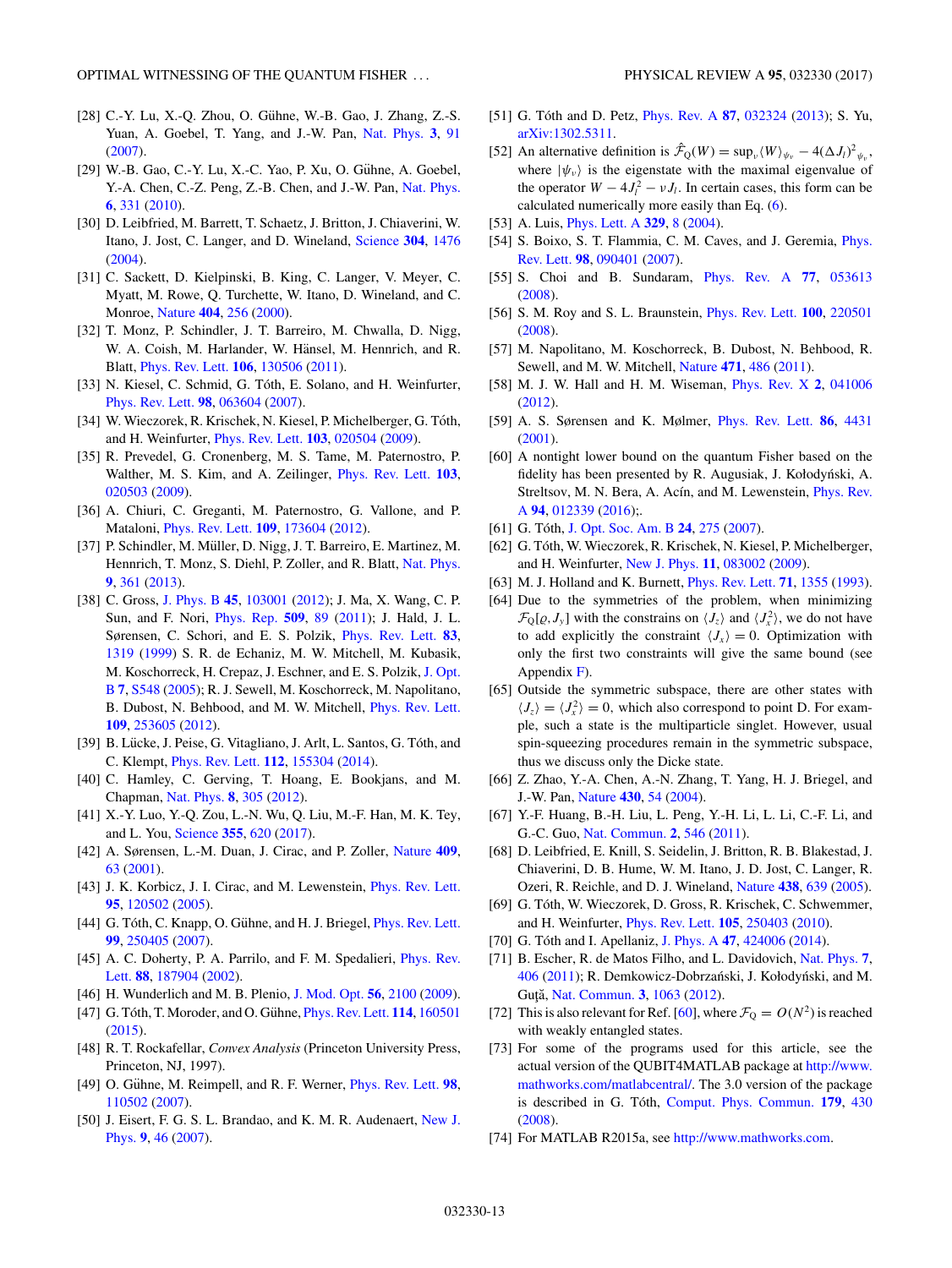[28] C.-Y. Lu, X.-Q. Zhou, O. Gühne, W.-B. Gao, J. Zhang, Z.-S. Yuan, A. Goebel, T. Yang, and J.-W. Pan, Nat. Phys. **3**, 91 (2007).

[29] W.-B. Gao, C.-Y. Lu, X.-C. Yao, P. Xu, O. Gühne, A. Goebel, Y.-A. Chen, C.-Z. Peng, Z.-B. Chen, and J.-W. Pan, Nat. Phys. **6**, 331 (2010).

[30] D. Leibfried, M. Barrett, T. Schaetz, J. Britton, J. Chiaverini, W. Itano, J. Jost, C. Langer, and D. Wineland, Science **304**, 1476 (2004).

[31] C. Sackett, D. Kielpinski, B. King, C. Langer, V. Meyer, C. Myatt, M. Rowe, Q. Turchette, W. Itano, D. Wineland, and C. Monroe, Nature **404**, 256 (2000).

[32] T. Monz, P. Schindler, J. T. Barreiro, M. Chwalla, D. Nigg, W. A. Coish, M. Harlander, W. Hänsel, M. Hennrich, and R. Blatt, Phys. Rev. Lett. **106**, 130506 (2011).

[33] N. Kiesel, C. Schmid, G. Tóth, E. Solano, and H. Weinfurter, Phys. Rev. Lett. **98**, 063604 (2007).

[34] W. Wieczorek, R. Krischek, N. Kiesel, P. Michelberger, G. Tóth, and H. Weinfurter, Phys. Rev. Lett. **103**, 020504 (2009).

[35] R. Prevedel, G. Cronenberg, M. S. Tame, M. Paternostro, P. Walther, M. S. Kim, and A. Zeilinger, Phys. Rev. Lett. **103**, 020503 (2009).

[36] A. Chiuri, C. Greganti, M. Paternostro, G. Vallone, and P. Mataloni, Phys. Rev. Lett. **109**, 173604 (2012).

[37] P. Schindler, M. Müller, D. Nigg, J. T. Barreiro, E. Martinez, M. Hennrich, T. Monz, S. Diehl, P. Zoller, and R. Blatt, Nat. Phys. **9**, 361 (2013).

[38] C. Gross, J. Phys. B **45**, 103001 (2012); J. Ma, X. Wang, C. P. Sun, and F. Nori, Phys. Rep. **509**, 89 (2011); J. Hald, J. L. Sørensen, C. Schori, and E. S. Polzik, Phys. Rev. Lett. **83**, 1319 (1999) S. R. de Echaniz, M. W. Mitchell, M. Kubasik, M. Koschorreck, H. Crepaz, J. Eschner, and E. S. Polzik, J. Opt. B **7**, S548 (2005); R. J. Sewell, M. Koschorreck, M. Napolitano, B. Dubost, N. Behbood, and M. W. Mitchell, Phys. Rev. Lett. **109**, 253605 (2012).

[39] B. Lücke, J. Peise, G. Vitagliano, J. Arlt, L. Santos, G. Tóth, and C. Klempt, Phys. Rev. Lett. **112**, 155304 (2014).

[40] C. Hamley, C. Gerving, T. Hoang, E. Bookjans, and M. Chapman, Nat. Phys. **8**, 305 (2012).

[41] X.-Y. Luo, Y.-Q. Zou, L.-N. Wu, Q. Liu, M.-F. Han, M. K. Tey, and L. You, Science **355**, 620 (2017).

[42] A. Sørensen, L.-M. Duan, J. Cirac, and P. Zoller, Nature **409**, 63 (2001).

[43] J. K. Korbicz, J. I. Cirac, and M. Lewenstein, Phys. Rev. Lett. **95**, 120502 (2005).

[44] G. Tóth, C. Knapp, O. Gühne, and H. J. Briegel, Phys. Rev. Lett. **99**, 250405 (2007).

[45] A. C. Doherty, P. A. Parrilo, and F. M. Spedalieri, Phys. Rev. Lett. **88**, 187904 (2002).

[46] H. Wunderlich and M. B. Plenio, J. Mod. Opt. **56**, 2100 (2009).

[47] G. Tóth, T. Moroder, and O. Gühne, Phys. Rev. Lett. **114**, 160501 (2015).

[48] R. T. Rockafellar, *Convex Analysis* (Princeton University Press, Princeton, NJ, 1997).

[49] O. Gühne, M. Reimpell, and R. F. Werner, Phys. Rev. Lett. **98**, 110502 (2007).

[50] J. Eisert, F. G. S. L. Brandao, and K. M. R. Audenaert, New J. Phys. **9**, 46 (2007).

[51] G. Tóth and D. Petz, Phys. Rev. A **87**, 032324 (2013); S. Yu, arXiv:1302.5311.

[52] An alternative definition is $\hat{\mathcal{F}}_{\rm Q}(W) = \sup_{\nu} \langle W \rangle_{\psi_\nu} - 4(\Delta J_l)^2_{\psi_\nu}$, where $|\psi_\nu\rangle$ is the eigenstate with the maximal eigenvalue of the operator $W - 4J_l^2 - \nu J_l$. In certain cases, this form can be calculated numerically more easily than Eq. (6).

[53] A. Luis, Phys. Lett. A **329**, 8 (2004).

[54] S. Boixo, S. T. Flammia, C. M. Caves, and J. Geremia, Phys. Rev. Lett. **98**, 090401 (2007).

[55] S. Choi and B. Sundaram, Phys. Rev. A **77**, 053613 (2008).

[56] S. M. Roy and S. L. Braunstein, Phys. Rev. Lett. **100**, 220501 (2008).

[57] M. Napolitano, M. Koschorreck, B. Dubost, N. Behbood, R. Sewell, and M. W. Mitchell, Nature **471**, 486 (2011).

[58] M. J. W. Hall and H. M. Wiseman, Phys. Rev. X **2**, 041006 (2012).

[59] A. S. Sørensen and K. Mølmer, Phys. Rev. Lett. **86**, 4431 (2001).

[60] A nontight lower bound on the quantum Fisher based on the fidelity has been presented by R. Augusiak, J. Kołodyński, A. Streltsov, M. N. Bera, A. Acín, and M. Lewenstein, Phys. Rev. A **94**, 012339 (2016);.

[61] G. Tóth, J. Opt. Soc. Am. B **24**, 275 (2007).

[62] G. Tóth, W. Wieczorek, R. Krischek, N. Kiesel, P. Michelberger, and H. Weinfurter, New J. Phys. **11**, 083002 (2009).

[63] M. J. Holland and K. Burnett, Phys. Rev. Lett. **71**, 1355 (1993).

[64] Due to the symmetries of the problem, when minimizing $\mathcal{F}_{\rm Q}[\varrho, J_y]$ with the constrains on $\langle J_z\rangle$ and $\langle J_x^2\rangle$, we do not have to add explicitly the constraint $\langle J_x\rangle = 0$. Optimization with only the first two constraints will give the same bound (see Appendix F).

[65] Outside the symmetric subspace, there are other states with $\langle J_z\rangle = \langle J_x^2\rangle = 0$, which also correspond to point D. For example, such a state is the multiparticle singlet. However, usual spin-squeezing procedures remain in the symmetric subspace, thus we discuss only the Dicke state.

[66] Z. Zhao, Y.-A. Chen, A.-N. Zhang, T. Yang, H. J. Briegel, and J.-W. Pan, Nature **430**, 54 (2004).

[67] Y.-F. Huang, B.-H. Liu, L. Peng, Y.-H. Li, L. Li, C.-F. Li, and G.-C. Guo, Nat. Commun. **2**, 546 (2011).

[68] D. Leibfried, E. Knill, S. Seidelin, J. Britton, R. B. Blakestad, J. Chiaverini, D. B. Hume, W. M. Itano, J. D. Jost, C. Langer, R. Ozeri, R. Reichle, and D. J. Wineland, Nature **438**, 639 (2005).

[69] G. Tóth, W. Wieczorek, D. Gross, R. Krischek, C. Schwemmer, and H. Weinfurter, Phys. Rev. Lett. **105**, 250403 (2010).

[70] G. Tóth and I. Apellaniz, J. Phys. A **47**, 424006 (2014).

[71] B. Escher, R. de Matos Filho, and L. Davidovich, Nat. Phys. **7**, 406 (2011); R. Demkowicz-Dobrzański, J. Kołodyński, and M. Guţă, Nat. Commun. **3**, 1063 (2012).

[72] This is also relevant for Ref. [60], where $\mathcal{F}_{\rm Q} = O(N^2)$ is reached with weakly entangled states.

[73] For some of the programs used for this article, see the actual version of the QUBIT4MATLAB package at http://www.mathworks.com/matlabcentral/. The 3.0 version of the package is described in G. Tóth, Comput. Phys. Commun. **179**, 430 (2008).

[74] For MATLAB R2015a, see http://www.mathworks.com.